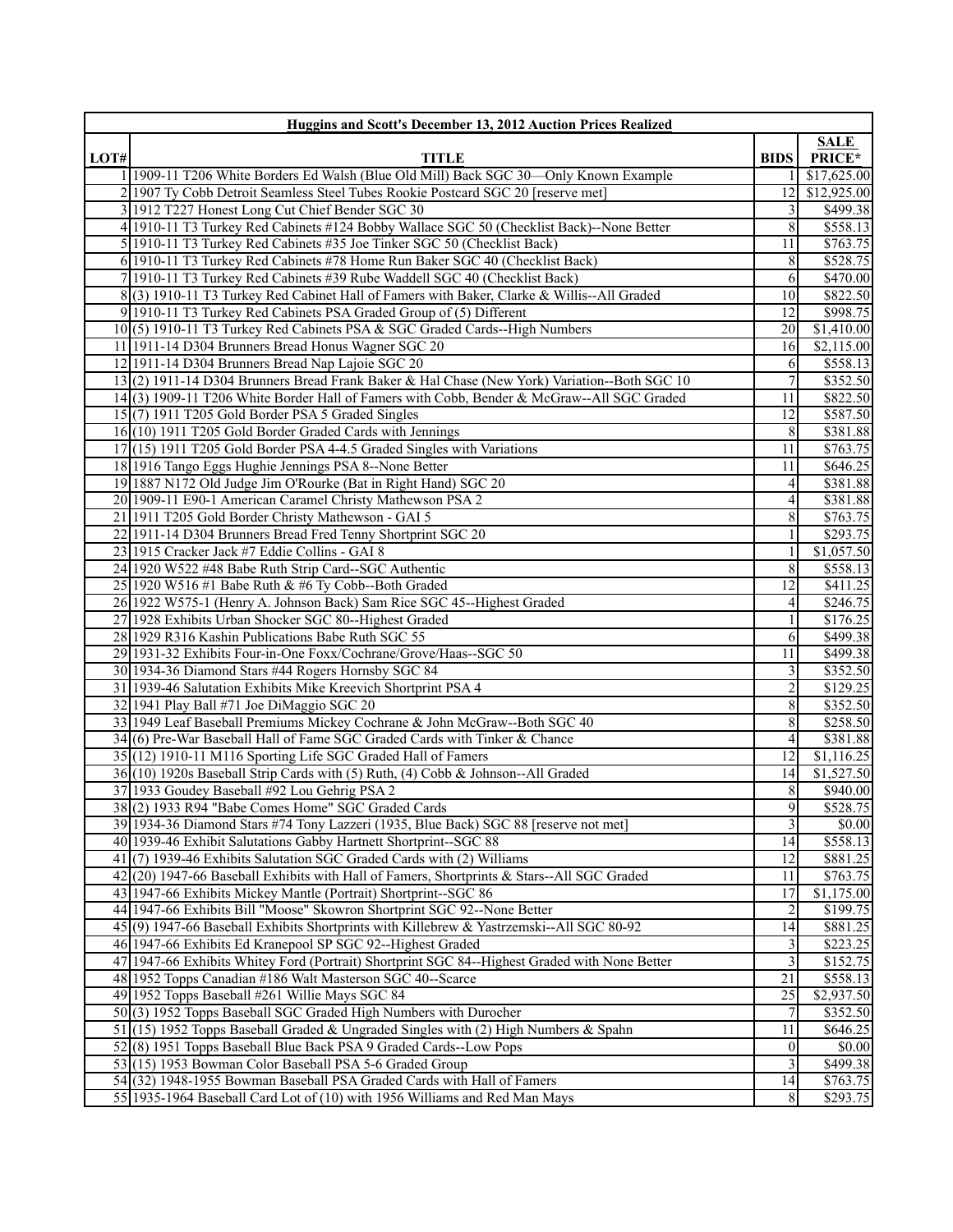| Huggins and Scott's December 13, 2012 Auction Prices Realized | | | |
|---|---|---|---|
| LOT# | TITLE | BIDS | SALE PRICE* |
| 1 | 1909-11 T206 White Borders Ed Walsh (Blue Old Mill) Back SGC 30—Only Known Example | 1 | $17,625.00 |
| 2 | 1907 Ty Cobb Detroit Seamless Steel Tubes Rookie Postcard SGC 20 [reserve met] | 12 | $12,925.00 |
| 3 | 1912 T227 Honest Long Cut Chief Bender SGC 30 | 3 | $499.38 |
| 4 | 1910-11 T3 Turkey Red Cabinets #124 Bobby Wallace SGC 50 (Checklist Back)--None Better | 8 | $558.13 |
| 5 | 1910-11 T3 Turkey Red Cabinets #35 Joe Tinker SGC 50 (Checklist Back) | 11 | $763.75 |
| 6 | 1910-11 T3 Turkey Red Cabinets #78 Home Run Baker SGC 40 (Checklist Back) | 8 | $528.75 |
| 7 | 1910-11 T3 Turkey Red Cabinets #39 Rube Waddell SGC 40 (Checklist Back) | 6 | $470.00 |
| 8 | (3) 1910-11 T3 Turkey Red Cabinet Hall of Famers with Baker, Clarke & Willis--All Graded | 10 | $822.50 |
| 9 | 1910-11 T3 Turkey Red Cabinets PSA Graded Group of (5) Different | 12 | $998.75 |
| 10 | (5) 1910-11 T3 Turkey Red Cabinets PSA & SGC Graded Cards--High Numbers | 20 | $1,410.00 |
| 11 | 1911-14 D304 Brunners Bread Honus Wagner SGC 20 | 16 | $2,115.00 |
| 12 | 1911-14 D304 Brunners Bread Nap Lajoie SGC 20 | 6 | $558.13 |
| 13 | (2) 1911-14 D304 Brunners Bread Frank Baker & Hal Chase (New York) Variation--Both SGC 10 | 7 | $352.50 |
| 14 | (3) 1909-11 T206 White Border Hall of Famers with Cobb, Bender & McGraw--All SGC Graded | 11 | $822.50 |
| 15 | (7) 1911 T205 Gold Border PSA 5 Graded Singles | 12 | $587.50 |
| 16 | (10) 1911 T205 Gold Border Graded Cards with Jennings | 8 | $381.88 |
| 17 | (15) 1911 T205 Gold Border PSA 4-4.5 Graded Singles with Variations | 11 | $763.75 |
| 18 | 1916 Tango Eggs Hughie Jennings PSA 8--None Better | 11 | $646.25 |
| 19 | 1887 N172 Old Judge Jim O'Rourke (Bat in Right Hand) SGC 20 | 4 | $381.88 |
| 20 | 1909-11 E90-1 American Caramel Christy Mathewson PSA 2 | 4 | $381.88 |
| 21 | 1911 T205 Gold Border Christy Mathewson - GAI 5 | 8 | $763.75 |
| 22 | 1911-14 D304 Brunners Bread Fred Tenny Shortprint SGC 20 | 1 | $293.75 |
| 23 | 1915 Cracker Jack #7 Eddie Collins - GAI 8 | 1 | $1,057.50 |
| 24 | 1920 W522 #48 Babe Ruth Strip Card--SGC Authentic | 8 | $558.13 |
| 25 | 1920 W516 #1 Babe Ruth & #6 Ty Cobb--Both Graded | 12 | $411.25 |
| 26 | 1922 W575-1 (Henry A. Johnson Back) Sam Rice SGC 45--Highest Graded | 4 | $246.75 |
| 27 | 1928 Exhibits Urban Shocker SGC 80--Highest Graded | 1 | $176.25 |
| 28 | 1929 R316 Kashin Publications Babe Ruth SGC 55 | 6 | $499.38 |
| 29 | 1931-32 Exhibits Four-in-One Foxx/Cochrane/Grove/Haas--SGC 50 | 11 | $499.38 |
| 30 | 1934-36 Diamond Stars #44 Rogers Hornsby SGC 84 | 3 | $352.50 |
| 31 | 1939-46 Salutation Exhibits Mike Kreevich Shortprint PSA 4 | 2 | $129.25 |
| 32 | 1941 Play Ball #71 Joe DiMaggio SGC 20 | 8 | $352.50 |
| 33 | 1949 Leaf Baseball Premiums Mickey Cochrane & John McGraw--Both SGC 40 | 8 | $258.50 |
| 34 | (6) Pre-War Baseball Hall of Fame SGC Graded Cards with Tinker & Chance | 4 | $381.88 |
| 35 | (12) 1910-11 M116 Sporting Life SGC Graded Hall of Famers | 12 | $1,116.25 |
| 36 | (10) 1920s Baseball Strip Cards with (5) Ruth, (4) Cobb & Johnson--All Graded | 14 | $1,527.50 |
| 37 | 1933 Goudey Baseball #92 Lou Gehrig PSA 2 | 8 | $940.00 |
| 38 | (2) 1933 R94 "Babe Comes Home" SGC Graded Cards | 9 | $528.75 |
| 39 | 1934-36 Diamond Stars #74 Tony Lazzeri (1935, Blue Back) SGC 88 [reserve not met] | 3 | $0.00 |
| 40 | 1939-46 Exhibit Salutations Gabby Hartnett Shortprint--SGC 88 | 14 | $558.13 |
| 41 | (7) 1939-46 Exhibits Salutation SGC Graded Cards with (2) Williams | 12 | $881.25 |
| 42 | (20) 1947-66 Baseball Exhibits with Hall of Famers, Shortprints & Stars--All SGC Graded | 11 | $763.75 |
| 43 | 1947-66 Exhibits Mickey Mantle (Portrait) Shortprint--SGC 86 | 17 | $1,175.00 |
| 44 | 1947-66 Exhibits Bill "Moose" Skowron Shortprint SGC 92--None Better | 2 | $199.75 |
| 45 | (9) 1947-66 Baseball Exhibits Shortprints with Killebrew & Yastrzemski--All SGC 80-92 | 14 | $881.25 |
| 46 | 1947-66 Exhibits Ed Kranepool SP SGC 92--Highest Graded | 3 | $223.25 |
| 47 | 1947-66 Exhibits Whitey Ford (Portrait) Shortprint SGC 84--Highest Graded with None Better | 3 | $152.75 |
| 48 | 1952 Topps Canadian #186 Walt Masterson SGC 40--Scarce | 21 | $558.13 |
| 49 | 1952 Topps Baseball #261 Willie Mays SGC 84 | 25 | $2,937.50 |
| 50 | (3) 1952 Topps Baseball SGC Graded High Numbers with Durocher | 7 | $352.50 |
| 51 | (15) 1952 Topps Baseball Graded & Ungraded Singles with (2) High Numbers & Spahn | 11 | $646.25 |
| 52 | (8) 1951 Topps Baseball Blue Back PSA 9 Graded Cards--Low Pops | 0 | $0.00 |
| 53 | (15) 1953 Bowman Color Baseball PSA 5-6 Graded Group | 3 | $499.38 |
| 54 | (32) 1948-1955 Bowman Baseball PSA Graded Cards with Hall of Famers | 14 | $763.75 |
| 55 | 1935-1964 Baseball Card Lot of (10) with 1956 Williams and Red Man Mays | 8 | $293.75 |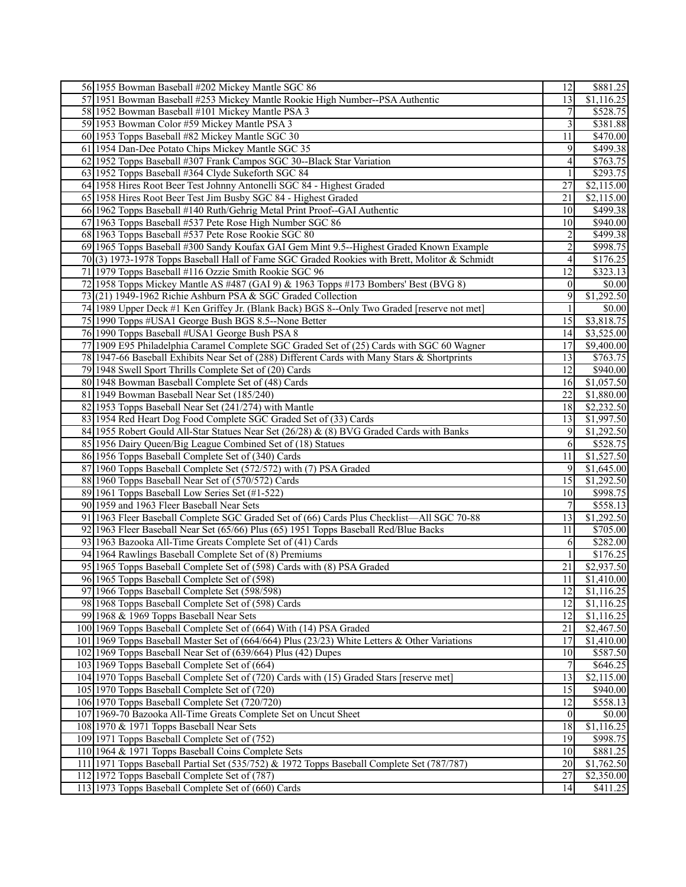| | | | |
|---|---|---|---|
| 56 | 1955 Bowman Baseball #202 Mickey Mantle SGC 86 | 12 | $881.25 |
| 57 | 1951 Bowman Baseball #253 Mickey Mantle Rookie High Number--PSA Authentic | 13 | $1,116.25 |
| 58 | 1952 Bowman Baseball #101 Mickey Mantle PSA 3 | 7 | $528.75 |
| 59 | 1953 Bowman Color #59 Mickey Mantle PSA 3 | 3 | $381.88 |
| 60 | 1953 Topps Baseball #82 Mickey Mantle SGC 30 | 11 | $470.00 |
| 61 | 1954 Dan-Dee Potato Chips Mickey Mantle SGC 35 | 9 | $499.38 |
| 62 | 1952 Topps Baseball #307 Frank Campos SGC 30--Black Star Variation | 4 | $763.75 |
| 63 | 1952 Topps Baseball #364 Clyde Sukeforth SGC 84 | 1 | $293.75 |
| 64 | 1958 Hires Root Beer Test Johnny Antonelli SGC 84 - Highest Graded | 27 | $2,115.00 |
| 65 | 1958 Hires Root Beer Test Jim Busby SGC 84 - Highest Graded | 21 | $2,115.00 |
| 66 | 1962 Topps Baseball #140 Ruth/Gehrig Metal Print Proof--GAI Authentic | 10 | $499.38 |
| 67 | 1963 Topps Baseball #537 Pete Rose High Number SGC 86 | 10 | $940.00 |
| 68 | 1963 Topps Baseball #537 Pete Rose Rookie SGC 80 | 2 | $499.38 |
| 69 | 1965 Topps Baseball #300 Sandy Koufax GAI Gem Mint 9.5--Highest Graded Known Example | 2 | $998.75 |
| 70 | (3) 1973-1978 Topps Baseball Hall of Fame SGC Graded Rookies with Brett, Molitor & Schmidt | 4 | $176.25 |
| 71 | 1979 Topps Baseball #116 Ozzie Smith Rookie SGC 96 | 12 | $323.13 |
| 72 | 1958 Topps Mickey Mantle AS #487 (GAI 9) & 1963 Topps #173 Bombers' Best (BVG 8) | 0 | $0.00 |
| 73 | (21) 1949-1962 Richie Ashburn PSA & SGC Graded Collection | 9 | $1,292.50 |
| 74 | 1989 Upper Deck #1 Ken Griffey Jr. (Blank Back) BGS 8--Only Two Graded [reserve not met] | 1 | $0.00 |
| 75 | 1990 Topps #USA1 George Bush BGS 8.5--None Better | 15 | $3,818.75 |
| 76 | 1990 Topps Baseball #USA1 George Bush PSA 8 | 14 | $3,525.00 |
| 77 | 1909 E95 Philadelphia Caramel Complete SGC Graded Set of (25) Cards with SGC 60 Wagner | 17 | $9,400.00 |
| 78 | 1947-66 Baseball Exhibits Near Set of (288) Different Cards with Many Stars & Shortprints | 13 | $763.75 |
| 79 | 1948 Swell Sport Thrills Complete Set of (20) Cards | 12 | $940.00 |
| 80 | 1948 Bowman Baseball Complete Set of (48) Cards | 16 | $1,057.50 |
| 81 | 1949 Bowman Baseball Near Set (185/240) | 22 | $1,880.00 |
| 82 | 1953 Topps Baseball Near Set (241/274) with Mantle | 18 | $2,232.50 |
| 83 | 1954 Red Heart Dog Food Complete SGC Graded Set of (33) Cards | 13 | $1,997.50 |
| 84 | 1955 Robert Gould All-Star Statues Near Set (26/28) & (8) BVG Graded Cards with Banks | 9 | $1,292.50 |
| 85 | 1956 Dairy Queen/Big League Combined Set of (18) Statues | 6 | $528.75 |
| 86 | 1956 Topps Baseball Complete Set of (340) Cards | 11 | $1,527.50 |
| 87 | 1960 Topps Baseball Complete Set (572/572) with (7) PSA Graded | 9 | $1,645.00 |
| 88 | 1960 Topps Baseball Near Set of (570/572) Cards | 15 | $1,292.50 |
| 89 | 1961 Topps Baseball Low Series Set (#1-522) | 10 | $998.75 |
| 90 | 1959 and 1963 Fleer Baseball Near Sets | 7 | $558.13 |
| 91 | 1963 Fleer Baseball Complete SGC Graded Set of (66) Cards Plus Checklist—All SGC 70-88 | 13 | $1,292.50 |
| 92 | 1963 Fleer Baseball Near Set (65/66) Plus (65) 1951 Topps Baseball Red/Blue Backs | 11 | $705.00 |
| 93 | 1963 Bazooka All-Time Greats Complete Set of (41) Cards | 6 | $282.00 |
| 94 | 1964 Rawlings Baseball Complete Set of (8) Premiums | 1 | $176.25 |
| 95 | 1965 Topps Baseball Complete Set of (598) Cards with (8) PSA Graded | 21 | $2,937.50 |
| 96 | 1965 Topps Baseball Complete Set of (598) | 11 | $1,410.00 |
| 97 | 1966 Topps Baseball Complete Set (598/598) | 12 | $1,116.25 |
| 98 | 1968 Topps Baseball Complete Set of (598) Cards | 12 | $1,116.25 |
| 99 | 1968 & 1969 Topps Baseball Near Sets | 12 | $1,116.25 |
| 100 | 1969 Topps Baseball Complete Set of (664) With (14) PSA Graded | 21 | $2,467.50 |
| 101 | 1969 Topps Baseball Master Set of (664/664) Plus (23/23) White Letters & Other Variations | 17 | $1,410.00 |
| 102 | 1969 Topps Baseball Near Set of (639/664) Plus (42) Dupes | 10 | $587.50 |
| 103 | 1969 Topps Baseball Complete Set of (664) | 7 | $646.25 |
| 104 | 1970 Topps Baseball Complete Set of (720) Cards with (15) Graded Stars [reserve met] | 13 | $2,115.00 |
| 105 | 1970 Topps Baseball Complete Set of (720) | 15 | $940.00 |
| 106 | 1970 Topps Baseball Complete Set (720/720) | 12 | $558.13 |
| 107 | 1969-70 Bazooka All-Time Greats Complete Set on Uncut Sheet | 0 | $0.00 |
| 108 | 1970 & 1971 Topps Baseball Near Sets | 18 | $1,116.25 |
| 109 | 1971 Topps Baseball Complete Set of (752) | 19 | $998.75 |
| 110 | 1964 & 1971 Topps Baseball Coins Complete Sets | 10 | $881.25 |
| 111 | 1971 Topps Baseball Partial Set (535/752) & 1972 Topps Baseball Complete Set (787/787) | 20 | $1,762.50 |
| 112 | 1972 Topps Baseball Complete Set of (787) | 27 | $2,350.00 |
| 113 | 1973 Topps Baseball Complete Set of (660) Cards | 14 | $411.25 |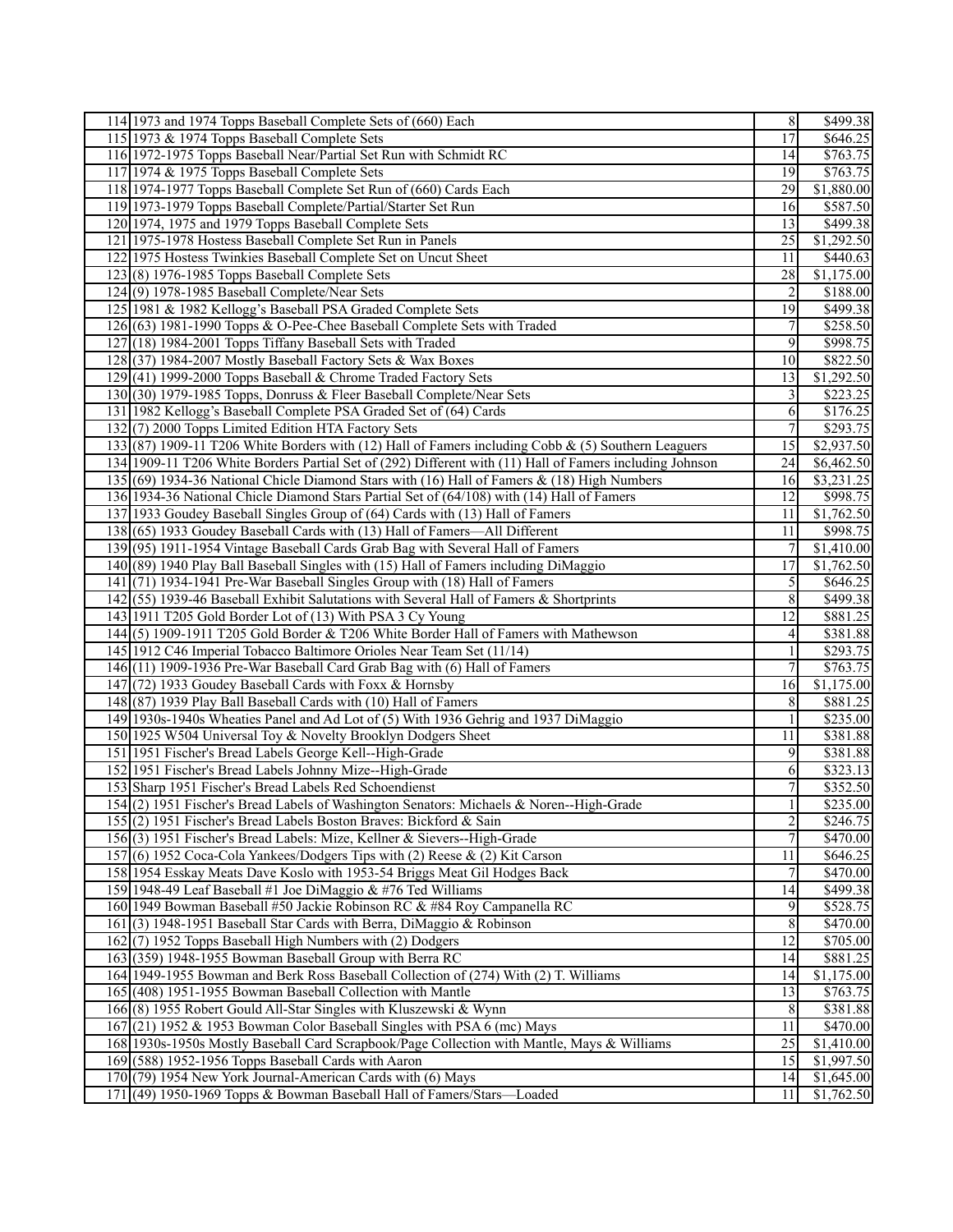| | | | |
|---|---|---|---|
| 114 | 1973 and 1974 Topps Baseball Complete Sets of (660) Each | 8 | $499.38 |
| 115 | 1973 & 1974 Topps Baseball Complete Sets | 17 | $646.25 |
| 116 | 1972-1975 Topps Baseball Near/Partial Set Run with Schmidt RC | 14 | $763.75 |
| 117 | 1974 & 1975 Topps Baseball Complete Sets | 19 | $763.75 |
| 118 | 1974-1977 Topps Baseball Complete Set Run of (660) Cards Each | 29 | $1,880.00 |
| 119 | 1973-1979 Topps Baseball Complete/Partial/Starter Set Run | 16 | $587.50 |
| 120 | 1974, 1975 and 1979 Topps Baseball Complete Sets | 13 | $499.38 |
| 121 | 1975-1978 Hostess Baseball Complete Set Run in Panels | 25 | $1,292.50 |
| 122 | 1975 Hostess Twinkies Baseball Complete Set on Uncut Sheet | 11 | $440.63 |
| 123 | (8) 1976-1985 Topps Baseball Complete Sets | 28 | $1,175.00 |
| 124 | (9) 1978-1985 Baseball Complete/Near Sets | 2 | $188.00 |
| 125 | 1981 & 1982 Kellogg's Baseball PSA Graded Complete Sets | 19 | $499.38 |
| 126 | (63) 1981-1990 Topps & O-Pee-Chee Baseball Complete Sets with Traded | 7 | $258.50 |
| 127 | (18) 1984-2001 Topps Tiffany Baseball Sets with Traded | 9 | $998.75 |
| 128 | (37) 1984-2007 Mostly Baseball Factory Sets & Wax Boxes | 10 | $822.50 |
| 129 | (41) 1999-2000 Topps Baseball & Chrome Traded Factory Sets | 13 | $1,292.50 |
| 130 | (30) 1979-1985 Topps, Donruss & Fleer Baseball Complete/Near Sets | 3 | $223.25 |
| 131 | 1982 Kellogg's Baseball Complete PSA Graded Set of (64) Cards | 6 | $176.25 |
| 132 | (7) 2000 Topps Limited Edition HTA Factory Sets | 7 | $293.75 |
| 133 | (87) 1909-11 T206 White Borders with (12) Hall of Famers including Cobb & (5) Southern Leaguers | 15 | $2,937.50 |
| 134 | 1909-11 T206 White Borders Partial Set of (292) Different with (11) Hall of Famers including Johnson | 24 | $6,462.50 |
| 135 | (69) 1934-36 National Chicle Diamond Stars with (16) Hall of Famers & (18) High Numbers | 16 | $3,231.25 |
| 136 | 1934-36 National Chicle Diamond Stars Partial Set of (64/108) with (14) Hall of Famers | 12 | $998.75 |
| 137 | 1933 Goudey Baseball Singles Group of (64) Cards with (13) Hall of Famers | 11 | $1,762.50 |
| 138 | (65) 1933 Goudey Baseball Cards with (13) Hall of Famers—All Different | 11 | $998.75 |
| 139 | (95) 1911-1954 Vintage Baseball Cards Grab Bag with Several Hall of Famers | 7 | $1,410.00 |
| 140 | (89) 1940 Play Ball Baseball Singles with (15) Hall of Famers including DiMaggio | 17 | $1,762.50 |
| 141 | (71) 1934-1941 Pre-War Baseball Singles Group with (18) Hall of Famers | 5 | $646.25 |
| 142 | (55) 1939-46 Baseball Exhibit Salutations with Several Hall of Famers & Shortprints | 8 | $499.38 |
| 143 | 1911 T205 Gold Border Lot of (13) With PSA 3 Cy Young | 12 | $881.25 |
| 144 | (5) 1909-1911 T205 Gold Border & T206 White Border Hall of Famers with Mathewson | 4 | $381.88 |
| 145 | 1912 C46 Imperial Tobacco Baltimore Orioles Near Team Set (11/14) | 1 | $293.75 |
| 146 | (11) 1909-1936 Pre-War Baseball Card Grab Bag with (6) Hall of Famers | 7 | $763.75 |
| 147 | (72) 1933 Goudey Baseball Cards with Foxx & Hornsby | 16 | $1,175.00 |
| 148 | (87) 1939 Play Ball Baseball Cards with (10) Hall of Famers | 8 | $881.25 |
| 149 | 1930s-1940s Wheaties Panel and Ad Lot of (5) With 1936 Gehrig and 1937 DiMaggio | 1 | $235.00 |
| 150 | 1925 W504 Universal Toy & Novelty Brooklyn Dodgers Sheet | 11 | $381.88 |
| 151 | 1951 Fischer's Bread Labels George Kell--High-Grade | 9 | $381.88 |
| 152 | 1951 Fischer's Bread Labels Johnny Mize--High-Grade | 6 | $323.13 |
| 153 | Sharp 1951 Fischer's Bread Labels Red Schoendienst | 7 | $352.50 |
| 154 | (2) 1951 Fischer's Bread Labels of Washington Senators: Michaels & Noren--High-Grade | 1 | $235.00 |
| 155 | (2) 1951 Fischer's Bread Labels Boston Braves: Bickford & Sain | 2 | $246.75 |
| 156 | (3) 1951 Fischer's Bread Labels: Mize, Kellner & Sievers--High-Grade | 7 | $470.00 |
| 157 | (6) 1952 Coca-Cola Yankees/Dodgers Tips with (2) Reese & (2) Kit Carson | 11 | $646.25 |
| 158 | 1954 Esskay Meats Dave Koslo with 1953-54 Briggs Meat Gil Hodges Back | 7 | $470.00 |
| 159 | 1948-49 Leaf Baseball #1 Joe DiMaggio & #76 Ted Williams | 14 | $499.38 |
| 160 | 1949 Bowman Baseball #50 Jackie Robinson RC & #84 Roy Campanella RC | 9 | $528.75 |
| 161 | (3) 1948-1951 Baseball Star Cards with Berra, DiMaggio & Robinson | 8 | $470.00 |
| 162 | (7) 1952 Topps Baseball High Numbers with (2) Dodgers | 12 | $705.00 |
| 163 | (359) 1948-1955 Bowman Baseball Group with Berra RC | 14 | $881.25 |
| 164 | 1949-1955 Bowman and Berk Ross Baseball Collection of (274) With (2) T. Williams | 14 | $1,175.00 |
| 165 | (408) 1951-1955 Bowman Baseball Collection with Mantle | 13 | $763.75 |
| 166 | (8) 1955 Robert Gould All-Star Singles with Kluszewski & Wynn | 8 | $381.88 |
| 167 | (21) 1952 & 1953 Bowman Color Baseball Singles with PSA 6 (mc) Mays | 11 | $470.00 |
| 168 | 1930s-1950s Mostly Baseball Card Scrapbook/Page Collection with Mantle, Mays & Williams | 25 | $1,410.00 |
| 169 | (588) 1952-1956 Topps Baseball Cards with Aaron | 15 | $1,997.50 |
| 170 | (79) 1954 New York Journal-American Cards with (6) Mays | 14 | $1,645.00 |
| 171 | (49) 1950-1969 Topps & Bowman Baseball Hall of Famers/Stars—Loaded | 11 | $1,762.50 |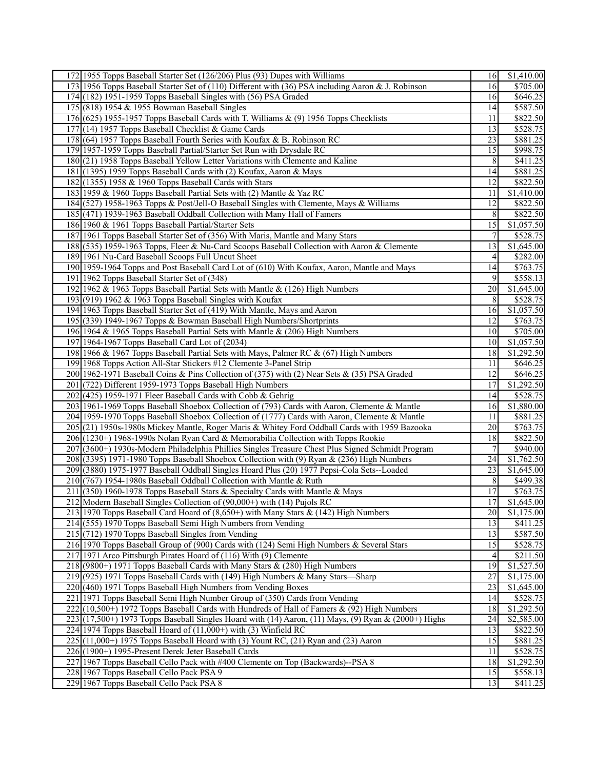| | | | |
|---|---|---|---|
| 172 | 1955 Topps Baseball Starter Set (126/206) Plus (93) Dupes with Williams | 16 | $1,410.00 |
| 173 | 1956 Topps Baseball Starter Set of (110) Different with (36) PSA including Aaron & J. Robinson | 16 | $705.00 |
| 174 | (182) 1951-1959 Topps Baseball Singles with (56) PSA Graded | 16 | $646.25 |
| 175 | (818) 1954 & 1955 Bowman Baseball Singles | 14 | $587.50 |
| 176 | (625) 1955-1957 Topps Baseball Cards with T. Williams & (9) 1956 Topps Checklists | 11 | $822.50 |
| 177 | (14) 1957 Topps Baseball Checklist & Game Cards | 13 | $528.75 |
| 178 | (64) 1957 Topps Baseball Fourth Series with Koufax & B. Robinson RC | 23 | $881.25 |
| 179 | 1957-1959 Topps Baseball Partial/Starter Set Run with Drysdale RC | 15 | $998.75 |
| 180 | (21) 1958 Topps Baseball Yellow Letter Variations with Clemente and Kaline | 8 | $411.25 |
| 181 | (1395) 1959 Topps Baseball Cards with (2) Koufax, Aaron & Mays | 14 | $881.25 |
| 182 | (1355) 1958 & 1960 Topps Baseball Cards with Stars | 12 | $822.50 |
| 183 | 1959 & 1960 Topps Baseball Partial Sets with (2) Mantle & Yaz RC | 11 | $1,410.00 |
| 184 | (527) 1958-1963 Topps & Post/Jell-O Baseball Singles with Clemente, Mays & Williams | 12 | $822.50 |
| 185 | (471) 1939-1963 Baseball Oddball Collection with Many Hall of Famers | 8 | $822.50 |
| 186 | 1960 & 1961 Topps Baseball Partial/Starter Sets | 15 | $1,057.50 |
| 187 | 1961 Topps Baseball Starter Set of (356) With Maris, Mantle and Many Stars | 7 | $528.75 |
| 188 | (535) 1959-1963 Topps, Fleer & Nu-Card Scoops Baseball Collection with Aaron & Clemente | 13 | $1,645.00 |
| 189 | 1961 Nu-Card Baseball Scoops Full Uncut Sheet | 4 | $282.00 |
| 190 | 1959-1964 Topps and Post Baseball Card Lot of (610) With Koufax, Aaron, Mantle and Mays | 14 | $763.75 |
| 191 | 1962 Topps Baseball Starter Set of (348) | 9 | $558.13 |
| 192 | 1962 & 1963 Topps Baseball Partial Sets with Mantle & (126) High Numbers | 20 | $1,645.00 |
| 193 | (919) 1962 & 1963 Topps Baseball Singles with Koufax | 8 | $528.75 |
| 194 | 1963 Topps Baseball Starter Set of (419) With Mantle, Mays and Aaron | 16 | $1,057.50 |
| 195 | (339) 1949-1967 Topps & Bowman Baseball High Numbers/Shortprints | 12 | $763.75 |
| 196 | 1964 & 1965 Topps Baseball Partial Sets with Mantle & (206) High Numbers | 10 | $705.00 |
| 197 | 1964-1967 Topps Baseball Card Lot of (2034) | 10 | $1,057.50 |
| 198 | 1966 & 1967 Topps Baseball Partial Sets with Mays, Palmer RC & (67) High Numbers | 18 | $1,292.50 |
| 199 | 1968 Topps Action All-Star Stickers #12 Clemente 3-Panel Strip | 11 | $646.25 |
| 200 | 1962-1971 Baseball Coins & Pins Collection of (375) with (2) Near Sets & (35) PSA Graded | 12 | $646.25 |
| 201 | (722) Different 1959-1973 Topps Baseball High Numbers | 17 | $1,292.50 |
| 202 | (425) 1959-1971 Fleer Baseball Cards with Cobb & Gehrig | 14 | $528.75 |
| 203 | 1961-1969 Topps Baseball Shoebox Collection of (793) Cards with Aaron, Clemente & Mantle | 16 | $1,880.00 |
| 204 | 1959-1970 Topps Baseball Shoebox Collection of (1777) Cards with Aaron, Clemente & Mantle | 11 | $881.25 |
| 205 | (21) 1950s-1980s Mickey Mantle, Roger Maris & Whitey Ford Oddball Cards with 1959 Bazooka | 20 | $763.75 |
| 206 | (1230+) 1968-1990s Nolan Ryan Card & Memorabilia Collection with Topps Rookie | 18 | $822.50 |
| 207 | (3600+) 1930s-Modern Philadelphia Phillies Singles Treasure Chest Plus Signed Schmidt Program | 7 | $940.00 |
| 208 | (3395) 1971-1980 Topps Baseball Shoebox Collection with (9) Ryan & (236) High Numbers | 24 | $1,762.50 |
| 209 | (3880) 1975-1977 Baseball Oddball Singles Hoard Plus (20) 1977 Pepsi-Cola Sets--Loaded | 23 | $1,645.00 |
| 210 | (767) 1954-1980s Baseball Oddball Collection with Mantle & Ruth | 8 | $499.38 |
| 211 | (350) 1960-1978 Topps Baseball Stars & Specialty Cards with Mantle & Mays | 17 | $763.75 |
| 212 | Modern Baseball Singles Collection of (90,000+) with (14) Pujols RC | 17 | $1,645.00 |
| 213 | 1970 Topps Baseball Card Hoard of (8,650+) with Many Stars & (142) High Numbers | 20 | $1,175.00 |
| 214 | (555) 1970 Topps Baseball Semi High Numbers from Vending | 13 | $411.25 |
| 215 | (712) 1970 Topps Baseball Singles from Vending | 13 | $587.50 |
| 216 | 1970 Topps Baseball Group of (900) Cards with (124) Semi High Numbers & Several Stars | 15 | $528.75 |
| 217 | 1971 Arco Pittsburgh Pirates Hoard of (116) With (9) Clemente | 4 | $211.50 |
| 218 | (9800+) 1971 Topps Baseball Cards with Many Stars & (280) High Numbers | 19 | $1,527.50 |
| 219 | (925) 1971 Topps Baseball Cards with (149) High Numbers & Many Stars—Sharp | 27 | $1,175.00 |
| 220 | (460) 1971 Topps Baseball High Numbers from Vending Boxes | 23 | $1,645.00 |
| 221 | 1971 Topps Baseball Semi High Number Group of (350) Cards from Vending | 14 | $528.75 |
| 222 | (10,500+) 1972 Topps Baseball Cards with Hundreds of Hall of Famers & (92) High Numbers | 18 | $1,292.50 |
| 223 | (17,500+) 1973 Topps Baseball Singles Hoard with (14) Aaron, (11) Mays, (9) Ryan & (2000+) Highs | 24 | $2,585.00 |
| 224 | 1974 Topps Baseball Hoard of (11,000+) with (3) Winfield RC | 13 | $822.50 |
| 225 | (11,000+) 1975 Topps Baseball Hoard with (3) Yount RC, (21) Ryan and (23) Aaron | 15 | $881.25 |
| 226 | (1900+) 1995-Present Derek Jeter Baseball Cards | 11 | $528.75 |
| 227 | 1967 Topps Baseball Cello Pack with #400 Clemente on Top (Backwards)--PSA 8 | 18 | $1,292.50 |
| 228 | 1967 Topps Baseball Cello Pack PSA 9 | 15 | $558.13 |
| 229 | 1967 Topps Baseball Cello Pack PSA 8 | 13 | $411.25 |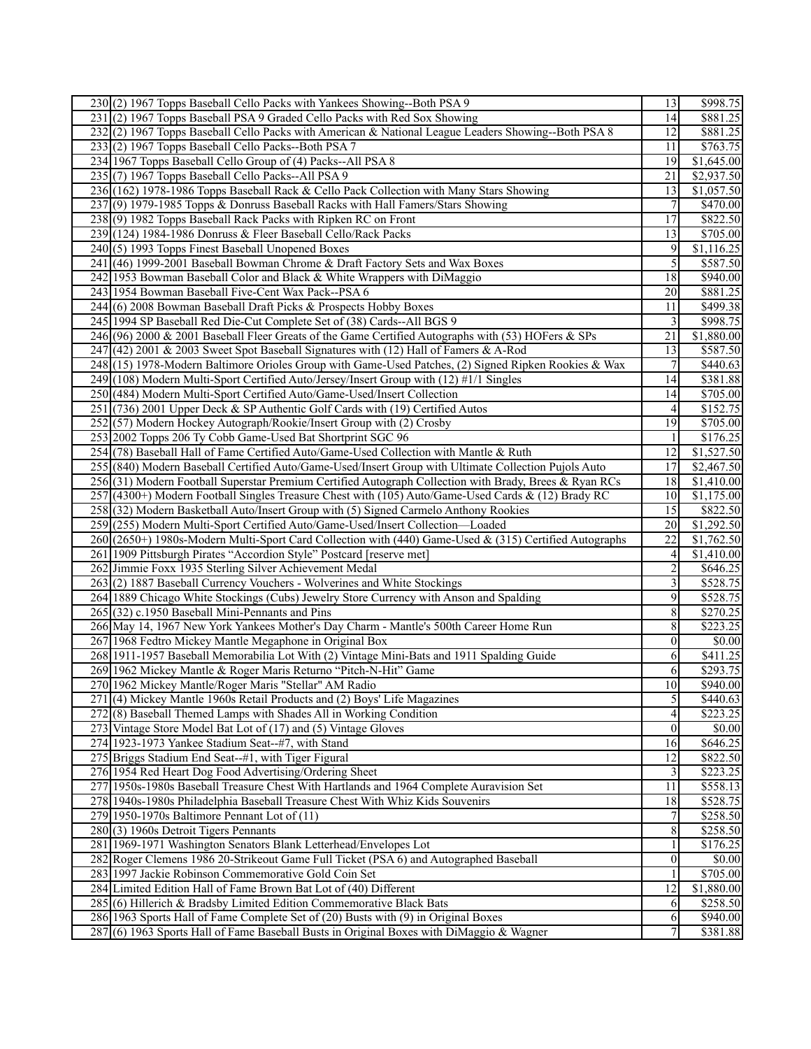| | | | |
|---|---|---|---|
| 230 | (2) 1967 Topps Baseball Cello Packs with Yankees Showing--Both PSA 9 | 13 | $998.75 |
| 231 | (2) 1967 Topps Baseball PSA 9 Graded Cello Packs with Red Sox Showing | 14 | $881.25 |
| 232 | (2) 1967 Topps Baseball Cello Packs with American & National League Leaders Showing--Both PSA 8 | 12 | $881.25 |
| 233 | (2) 1967 Topps Baseball Cello Packs--Both PSA 7 | 11 | $763.75 |
| 234 | 1967 Topps Baseball Cello Group of (4) Packs--All PSA 8 | 19 | $1,645.00 |
| 235 | (7) 1967 Topps Baseball Cello Packs--All PSA 9 | 21 | $2,937.50 |
| 236 | (162) 1978-1986 Topps Baseball Rack & Cello Pack Collection with Many Stars Showing | 13 | $1,057.50 |
| 237 | (9) 1979-1985 Topps & Donruss Baseball Racks with Hall Famers/Stars Showing | 7 | $470.00 |
| 238 | (9) 1982 Topps Baseball Rack Packs with Ripken RC on Front | 17 | $822.50 |
| 239 | (124) 1984-1986 Donruss & Fleer Baseball Cello/Rack Packs | 13 | $705.00 |
| 240 | (5) 1993 Topps Finest Baseball Unopened Boxes | 9 | $1,116.25 |
| 241 | (46) 1999-2001 Baseball Bowman Chrome & Draft Factory Sets and Wax Boxes | 5 | $587.50 |
| 242 | 1953 Bowman Baseball Color and Black & White Wrappers with DiMaggio | 18 | $940.00 |
| 243 | 1954 Bowman Baseball Five-Cent Wax Pack--PSA 6 | 20 | $881.25 |
| 244 | (6) 2008 Bowman Baseball Draft Picks & Prospects Hobby Boxes | 11 | $499.38 |
| 245 | 1994 SP Baseball Red Die-Cut Complete Set of (38) Cards--All BGS 9 | 3 | $998.75 |
| 246 | (96) 2000 & 2001 Baseball Fleer Greats of the Game Certified Autographs with (53) HOFers & SPs | 21 | $1,880.00 |
| 247 | (42) 2001 & 2003 Sweet Spot Baseball Signatures with (12) Hall of Famers & A-Rod | 13 | $587.50 |
| 248 | (15) 1978-Modern Baltimore Orioles Group with Game-Used Patches, (2) Signed Ripken Rookies & Wax | 7 | $440.63 |
| 249 | (108) Modern Multi-Sport Certified Auto/Jersey/Insert Group with (12) #1/1 Singles | 14 | $381.88 |
| 250 | (484) Modern Multi-Sport Certified Auto/Game-Used/Insert Collection | 14 | $705.00 |
| 251 | (736) 2001 Upper Deck & SP Authentic Golf Cards with (19) Certified Autos | 4 | $152.75 |
| 252 | (57) Modern Hockey Autograph/Rookie/Insert Group with (2) Crosby | 19 | $705.00 |
| 253 | 2002 Topps 206 Ty Cobb Game-Used Bat Shortprint SGC 96 | 1 | $176.25 |
| 254 | (78) Baseball Hall of Fame Certified Auto/Game-Used Collection with Mantle & Ruth | 12 | $1,527.50 |
| 255 | (840) Modern Baseball Certified Auto/Game-Used/Insert Group with Ultimate Collection Pujols Auto | 17 | $2,467.50 |
| 256 | (31) Modern Football Superstar Premium Certified Autograph Collection with Brady, Brees & Ryan RCs | 18 | $1,410.00 |
| 257 | (4300+) Modern Football Singles Treasure Chest with (105) Auto/Game-Used Cards & (12) Brady RC | 10 | $1,175.00 |
| 258 | (32) Modern Basketball Auto/Insert Group with (5) Signed Carmelo Anthony Rookies | 15 | $822.50 |
| 259 | (255) Modern Multi-Sport Certified Auto/Game-Used/Insert Collection—Loaded | 20 | $1,292.50 |
| 260 | (2650+) 1980s-Modern Multi-Sport Card Collection with (440) Game-Used & (315) Certified Autographs | 22 | $1,762.50 |
| 261 | 1909 Pittsburgh Pirates "Accordion Style" Postcard [reserve met] | 4 | $1,410.00 |
| 262 | Jimmie Foxx 1935 Sterling Silver Achievement Medal | 2 | $646.25 |
| 263 | (2) 1887 Baseball Currency Vouchers - Wolverines and White Stockings | 3 | $528.75 |
| 264 | 1889 Chicago White Stockings (Cubs) Jewelry Store Currency with Anson and Spalding | 9 | $528.75 |
| 265 | (32) c.1950 Baseball Mini-Pennants and Pins | 8 | $270.25 |
| 266 | May 14, 1967 New York Yankees Mother's Day Charm - Mantle's 500th Career Home Run | 8 | $223.25 |
| 267 | 1968 Fedtro Mickey Mantle Megaphone in Original Box | 0 | $0.00 |
| 268 | 1911-1957 Baseball Memorabilia Lot With (2) Vintage Mini-Bats and 1911 Spalding Guide | 6 | $411.25 |
| 269 | 1962 Mickey Mantle & Roger Maris Returno "Pitch-N-Hit" Game | 6 | $293.75 |
| 270 | 1962 Mickey Mantle/Roger Maris "Stellar" AM Radio | 10 | $940.00 |
| 271 | (4) Mickey Mantle 1960s Retail Products and (2) Boys' Life Magazines | 5 | $440.63 |
| 272 | (8) Baseball Themed Lamps with Shades All in Working Condition | 4 | $223.25 |
| 273 | Vintage Store Model Bat Lot of (17) and (5) Vintage Gloves | 0 | $0.00 |
| 274 | 1923-1973 Yankee Stadium Seat--#7, with Stand | 16 | $646.25 |
| 275 | Briggs Stadium End Seat--#1, with Tiger Figural | 12 | $822.50 |
| 276 | 1954 Red Heart Dog Food Advertising/Ordering Sheet | 3 | $223.25 |
| 277 | 1950s-1980s Baseball Treasure Chest With Hartlands and 1964 Complete Auravision Set | 11 | $558.13 |
| 278 | 1940s-1980s Philadelphia Baseball Treasure Chest With Whiz Kids Souvenirs | 18 | $528.75 |
| 279 | 1950-1970s Baltimore Pennant Lot of (11) | 7 | $258.50 |
| 280 | (3) 1960s Detroit Tigers Pennants | 8 | $258.50 |
| 281 | 1969-1971 Washington Senators Blank Letterhead/Envelopes Lot | 1 | $176.25 |
| 282 | Roger Clemens 1986 20-Strikeout Game Full Ticket (PSA 6) and Autographed Baseball | 0 | $0.00 |
| 283 | 1997 Jackie Robinson Commemorative Gold Coin Set | 1 | $705.00 |
| 284 | Limited Edition Hall of Fame Brown Bat Lot of (40) Different | 12 | $1,880.00 |
| 285 | (6) Hillerich & Bradsby Limited Edition Commemorative Black Bats | 6 | $258.50 |
| 286 | 1963 Sports Hall of Fame Complete Set of (20) Busts with (9) in Original Boxes | 6 | $940.00 |
| 287 | (6) 1963 Sports Hall of Fame Baseball Busts in Original Boxes with DiMaggio & Wagner | 7 | $381.88 |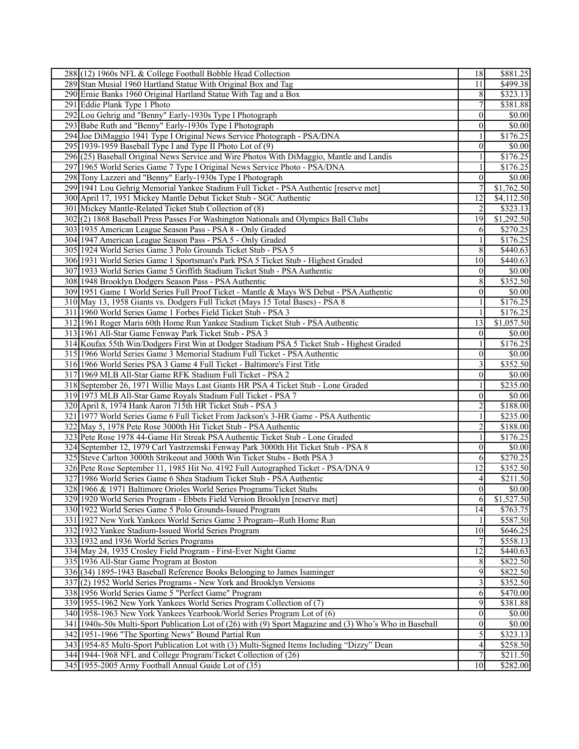| | | | |
|---|---|---|---|
| 288 | (12) 1960s NFL & College Football Bobble Head Collection | 18 | $881.25 |
| 289 | Stan Musial 1960 Hartland Statue With Original Box and Tag | 11 | $499.38 |
| 290 | Ernie Banks 1960 Original Hartland Statue With Tag and a Box | 8 | $323.13 |
| 291 | Eddie Plank Type 1 Photo | 7 | $381.88 |
| 292 | Lou Gehrig and "Benny" Early-1930s Type I Photograph | 0 | $0.00 |
| 293 | Babe Ruth and "Benny" Early-1930s Type I Photograph | 0 | $0.00 |
| 294 | Joe DiMaggio 1941 Type I Original News Service Photograph - PSA/DNA | 1 | $176.25 |
| 295 | 1939-1959 Baseball Type I and Type II Photo Lot of (9) | 0 | $0.00 |
| 296 | (25) Baseball Original News Service and Wire Photos With DiMaggio, Mantle and Landis | 1 | $176.25 |
| 297 | 1965 World Series Game 7 Type I Original News Service Photo - PSA/DNA | 1 | $176.25 |
| 298 | Tony Lazzeri and "Benny" Early-1930s Type I Photograph | 0 | $0.00 |
| 299 | 1941 Lou Gehrig Memorial Yankee Stadium Full Ticket - PSA Authentic [reserve met] | 7 | $1,762.50 |
| 300 | April 17, 1951 Mickey Mantle Debut Ticket Stub - SGC Authentic | 12 | $4,112.50 |
| 301 | Mickey Mantle-Related Ticket Stub Collection of (8) | 2 | $323.13 |
| 302 | (2) 1868 Baseball Press Passes For Washington Nationals and Olympics Ball Clubs | 19 | $1,292.50 |
| 303 | 1935 American League Season Pass - PSA 8 - Only Graded | 6 | $270.25 |
| 304 | 1947 American League Season Pass - PSA 5 - Only Graded | 1 | $176.25 |
| 305 | 1924 World Series Game 3 Polo Grounds Ticket Stub - PSA 5 | 8 | $440.63 |
| 306 | 1931 World Series Game 1 Sportsman's Park PSA 5 Ticket Stub - Highest Graded | 10 | $440.63 |
| 307 | 1933 World Series Game 5 Griffith Stadium Ticket Stub - PSA Authentic | 0 | $0.00 |
| 308 | 1948 Brooklyn Dodgers Season Pass - PSA Authentic | 8 | $352.50 |
| 309 | 1951 Game 1 World Series Full Proof Ticket - Mantle & Mays WS Debut - PSA Authentic | 0 | $0.00 |
| 310 | May 13, 1958 Giants vs. Dodgers Full Ticket (Mays 15 Total Bases) - PSA 8 | 1 | $176.25 |
| 311 | 1960 World Series Game 1 Forbes Field Ticket Stub - PSA 3 | 1 | $176.25 |
| 312 | 1961 Roger Maris 60th Home Run Yankee Stadium Ticket Stub - PSA Authentic | 13 | $1,057.50 |
| 313 | 1961 All-Star Game Fenway Park Ticket Stub - PSA 3 | 0 | $0.00 |
| 314 | Koufax 55th Win/Dodgers First Win at Dodger Stadium PSA 5 Ticket Stub - Highest Graded | 1 | $176.25 |
| 315 | 1966 World Series Game 3 Memorial Stadium Full Ticket - PSA Authentic | 0 | $0.00 |
| 316 | 1966 World Series PSA 3 Game 4 Full Ticket - Baltimore's First Title | 3 | $352.50 |
| 317 | 1969 MLB All-Star Game RFK Stadium Full Ticket - PSA 2 | 0 | $0.00 |
| 318 | September 26, 1971 Willie Mays Last Giants HR PSA 4 Ticket Stub - Lone Graded | 1 | $235.00 |
| 319 | 1973 MLB All-Star Game Royals Stadium Full Ticket - PSA 7 | 0 | $0.00 |
| 320 | April 8, 1974 Hank Aaron 715th HR Ticket Stub - PSA 3 | 2 | $188.00 |
| 321 | 1977 World Series Game 6 Full Ticket From Jackson's 3-HR Game - PSA Authentic | 1 | $235.00 |
| 322 | May 5, 1978 Pete Rose 3000th Hit Ticket Stub - PSA Authentic | 2 | $188.00 |
| 323 | Pete Rose 1978 44-Game Hit Streak PSA Authentic Ticket Stub - Lone Graded | 1 | $176.25 |
| 324 | September 12, 1979 Carl Yastrzemski Fenway Park 3000th Hit Ticket Stub - PSA 8 | 0 | $0.00 |
| 325 | Steve Carlton 3000th Strikeout and 300th Win Ticket Stubs - Both PSA 3 | 6 | $270.25 |
| 326 | Pete Rose September 11, 1985 Hit No. 4192 Full Autographed Ticket - PSA/DNA 9 | 12 | $352.50 |
| 327 | 1986 World Series Game 6 Shea Stadium Ticket Stub - PSA Authentic | 4 | $211.50 |
| 328 | 1966 & 1971 Baltimore Orioles World Series Programs/Ticket Stubs | 0 | $0.00 |
| 329 | 1920 World Series Program - Ebbets Field Version Brooklyn [reserve met] | 6 | $1,527.50 |
| 330 | 1922 World Series Game 5 Polo Grounds-Issued Program | 14 | $763.75 |
| 331 | 1927 New York Yankees World Series Game 3 Program--Ruth Home Run | 1 | $587.50 |
| 332 | 1932 Yankee Stadium-Issued World Series Program | 10 | $646.25 |
| 333 | 1932 and 1936 World Series Programs | 7 | $558.13 |
| 334 | May 24, 1935 Crosley Field Program - First-Ever Night Game | 12 | $440.63 |
| 335 | 1936 All-Star Game Program at Boston | 8 | $822.50 |
| 336 | (34) 1895-1943 Baseball Reference Books Belonging to James Isaminger | 9 | $822.50 |
| 337 | (2) 1952 World Series Programs - New York and Brooklyn Versions | 3 | $352.50 |
| 338 | 1956 World Series Game 5 "Perfect Game" Program | 6 | $470.00 |
| 339 | 1955-1962 New York Yankees World Series Program Collection of (7) | 9 | $381.88 |
| 340 | 1958-1963 New York Yankees Yearbook/World Series Program Lot of (6) | 0 | $0.00 |
| 341 | 1940s-50s Multi-Sport Publication Lot of (26) with (9) Sport Magazine and (3) Who's Who in Baseball | 0 | $0.00 |
| 342 | 1951-1966 "The Sporting News" Bound Partial Run | 5 | $323.13 |
| 343 | 1954-85 Multi-Sport Publication Lot with (3) Multi-Signed Items Including "Dizzy" Dean | 4 | $258.50 |
| 344 | 1944-1968 NFL and College Program/Ticket Collection of (26) | 7 | $211.50 |
| 345 | 1955-2005 Army Football Annual Guide Lot of (35) | 10 | $282.00 |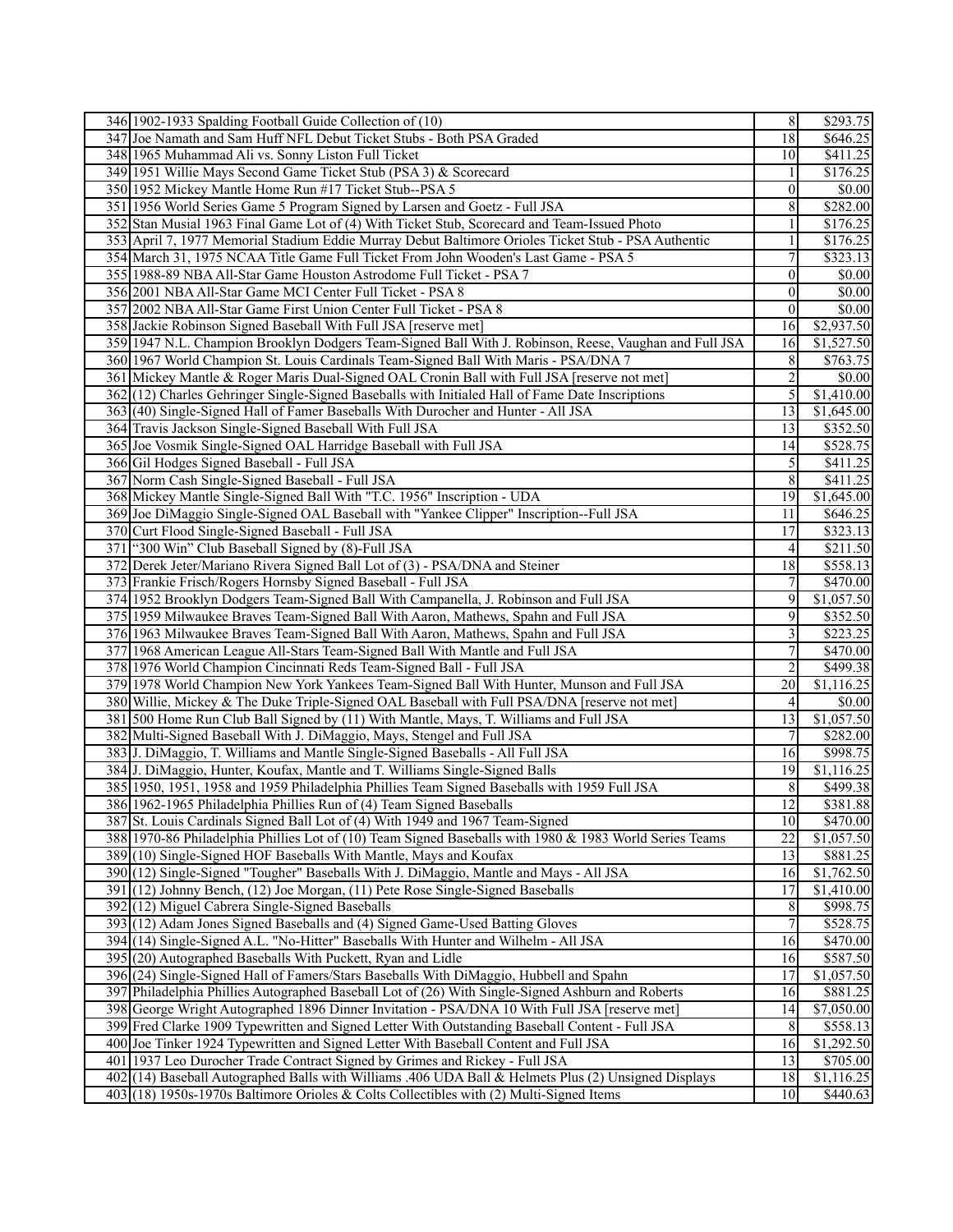| | | | |
|---|---|---|---|
| 346 | 1902-1933 Spalding Football Guide Collection of (10) | 8 | $293.75 |
| 347 | Joe Namath and Sam Huff NFL Debut Ticket Stubs - Both PSA Graded | 18 | $646.25 |
| 348 | 1965 Muhammad Ali vs. Sonny Liston Full Ticket | 10 | $411.25 |
| 349 | 1951 Willie Mays Second Game Ticket Stub (PSA 3) & Scorecard | 1 | $176.25 |
| 350 | 1952 Mickey Mantle Home Run #17 Ticket Stub--PSA 5 | 0 | $0.00 |
| 351 | 1956 World Series Game 5 Program Signed by Larsen and Goetz - Full JSA | 8 | $282.00 |
| 352 | Stan Musial 1963 Final Game Lot of (4) With Ticket Stub, Scorecard and Team-Issued Photo | 1 | $176.25 |
| 353 | April 7, 1977 Memorial Stadium Eddie Murray Debut Baltimore Orioles Ticket Stub - PSA Authentic | 1 | $176.25 |
| 354 | March 31, 1975 NCAA Title Game Full Ticket From John Wooden's Last Game - PSA 5 | 7 | $323.13 |
| 355 | 1988-89 NBA All-Star Game Houston Astrodome Full Ticket - PSA 7 | 0 | $0.00 |
| 356 | 2001 NBA All-Star Game MCI Center Full Ticket - PSA 8 | 0 | $0.00 |
| 357 | 2002 NBA All-Star Game First Union Center Full Ticket - PSA 8 | 0 | $0.00 |
| 358 | Jackie Robinson Signed Baseball With Full JSA [reserve met] | 16 | $2,937.50 |
| 359 | 1947 N.L. Champion Brooklyn Dodgers Team-Signed Ball With J. Robinson, Reese, Vaughan and Full JSA | 16 | $1,527.50 |
| 360 | 1967 World Champion St. Louis Cardinals Team-Signed Ball With Maris - PSA/DNA 7 | 8 | $763.75 |
| 361 | Mickey Mantle & Roger Maris Dual-Signed OAL Cronin Ball with Full JSA [reserve not met] | 2 | $0.00 |
| 362 | (12) Charles Gehringer Single-Signed Baseballs with Initialed Hall of Fame Date Inscriptions | 5 | $1,410.00 |
| 363 | (40) Single-Signed Hall of Famer Baseballs With Durocher and Hunter - All JSA | 13 | $1,645.00 |
| 364 | Travis Jackson Single-Signed Baseball With Full JSA | 13 | $352.50 |
| 365 | Joe Vosmik Single-Signed OAL Harridge Baseball with Full JSA | 14 | $528.75 |
| 366 | Gil Hodges Signed Baseball - Full JSA | 5 | $411.25 |
| 367 | Norm Cash Single-Signed Baseball - Full JSA | 8 | $411.25 |
| 368 | Mickey Mantle Single-Signed Ball With "T.C. 1956" Inscription - UDA | 19 | $1,645.00 |
| 369 | Joe DiMaggio Single-Signed OAL Baseball with "Yankee Clipper" Inscription--Full JSA | 11 | $646.25 |
| 370 | Curt Flood Single-Signed Baseball - Full JSA | 17 | $323.13 |
| 371 | "300 Win" Club Baseball Signed by (8)-Full JSA | 4 | $211.50 |
| 372 | Derek Jeter/Mariano Rivera Signed Ball Lot of (3) - PSA/DNA and Steiner | 18 | $558.13 |
| 373 | Frankie Frisch/Rogers Hornsby Signed Baseball - Full JSA | 7 | $470.00 |
| 374 | 1952 Brooklyn Dodgers Team-Signed Ball With Campanella, J. Robinson and Full JSA | 9 | $1,057.50 |
| 375 | 1959 Milwaukee Braves Team-Signed Ball With Aaron, Mathews, Spahn and Full JSA | 9 | $352.50 |
| 376 | 1963 Milwaukee Braves Team-Signed Ball With Aaron, Mathews, Spahn and Full JSA | 3 | $223.25 |
| 377 | 1968 American League All-Stars Team-Signed Ball With Mantle and Full JSA | 7 | $470.00 |
| 378 | 1976 World Champion Cincinnati Reds Team-Signed Ball - Full JSA | 2 | $499.38 |
| 379 | 1978 World Champion New York Yankees Team-Signed Ball With Hunter, Munson and Full JSA | 20 | $1,116.25 |
| 380 | Willie, Mickey & The Duke Triple-Signed OAL Baseball with Full PSA/DNA [reserve not met] | 4 | $0.00 |
| 381 | 500 Home Run Club Ball Signed by (11) With Mantle, Mays, T. Williams and Full JSA | 13 | $1,057.50 |
| 382 | Multi-Signed Baseball With J. DiMaggio, Mays, Stengel and Full JSA | 7 | $282.00 |
| 383 | J. DiMaggio, T. Williams and Mantle Single-Signed Baseballs - All Full JSA | 16 | $998.75 |
| 384 | J. DiMaggio, Hunter, Koufax, Mantle and T. Williams Single-Signed Balls | 19 | $1,116.25 |
| 385 | 1950, 1951, 1958 and 1959 Philadelphia Phillies Team Signed Baseballs with 1959 Full JSA | 8 | $499.38 |
| 386 | 1962-1965 Philadelphia Phillies Run of (4) Team Signed Baseballs | 12 | $381.88 |
| 387 | St. Louis Cardinals Signed Ball Lot of (4) With 1949 and 1967 Team-Signed | 10 | $470.00 |
| 388 | 1970-86 Philadelphia Phillies Lot of (10) Team Signed Baseballs with 1980 & 1983 World Series Teams | 22 | $1,057.50 |
| 389 | (10) Single-Signed HOF Baseballs With Mantle, Mays and Koufax | 13 | $881.25 |
| 390 | (12) Single-Signed "Tougher" Baseballs With J. DiMaggio, Mantle and Mays - All JSA | 16 | $1,762.50 |
| 391 | (12) Johnny Bench, (12) Joe Morgan, (11) Pete Rose Single-Signed Baseballs | 17 | $1,410.00 |
| 392 | (12) Miguel Cabrera Single-Signed Baseballs | 8 | $998.75 |
| 393 | (12) Adam Jones Signed Baseballs and (4) Signed Game-Used Batting Gloves | 7 | $528.75 |
| 394 | (14) Single-Signed A.L. "No-Hitter" Baseballs With Hunter and Wilhelm - All JSA | 16 | $470.00 |
| 395 | (20) Autographed Baseballs With Puckett, Ryan and Lidle | 16 | $587.50 |
| 396 | (24) Single-Signed Hall of Famers/Stars Baseballs With DiMaggio, Hubbell and Spahn | 17 | $1,057.50 |
| 397 | Philadelphia Phillies Autographed Baseball Lot of (26) With Single-Signed Ashburn and Roberts | 16 | $881.25 |
| 398 | George Wright Autographed 1896 Dinner Invitation - PSA/DNA 10 With Full JSA [reserve met] | 14 | $7,050.00 |
| 399 | Fred Clarke 1909 Typewritten and Signed Letter With Outstanding Baseball Content - Full JSA | 8 | $558.13 |
| 400 | Joe Tinker 1924 Typewritten and Signed Letter With Baseball Content and Full JSA | 16 | $1,292.50 |
| 401 | 1937 Leo Durocher Trade Contract Signed by Grimes and Rickey - Full JSA | 13 | $705.00 |
| 402 | (14) Baseball Autographed Balls with Williams .406 UDA Ball & Helmets Plus (2) Unsigned Displays | 18 | $1,116.25 |
| 403 | (18) 1950s-1970s Baltimore Orioles & Colts Collectibles with (2) Multi-Signed Items | 10 | $440.63 |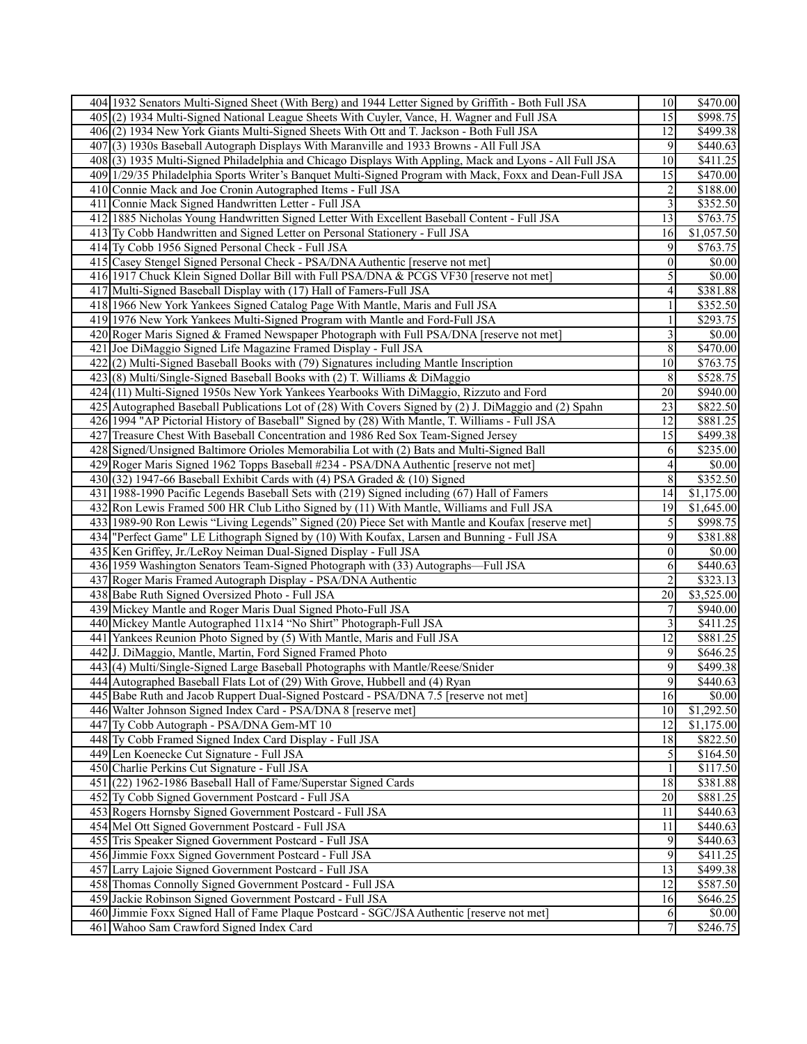| | | | |
|---|---|---|---|
| 404 | 1932 Senators Multi-Signed Sheet (With Berg) and 1944 Letter Signed by Griffith - Both Full JSA | 10 | $470.00 |
| 405 | (2) 1934 Multi-Signed National League Sheets With Cuyler, Vance, H. Wagner and Full JSA | 15 | $998.75 |
| 406 | (2) 1934 New York Giants Multi-Signed Sheets With Ott and T. Jackson - Both Full JSA | 12 | $499.38 |
| 407 | (3) 1930s Baseball Autograph Displays With Maranville and 1933 Browns - All Full JSA | 9 | $440.63 |
| 408 | (3) 1935 Multi-Signed Philadelphia and Chicago Displays With Appling, Mack and Lyons - All Full JSA | 10 | $411.25 |
| 409 | 1/29/35 Philadelphia Sports Writer's Banquet Multi-Signed Program with Mack, Foxx and Dean-Full JSA | 15 | $470.00 |
| 410 | Connie Mack and Joe Cronin Autographed Items - Full JSA | 2 | $188.00 |
| 411 | Connie Mack Signed Handwritten Letter - Full JSA | 3 | $352.50 |
| 412 | 1885 Nicholas Young Handwritten Signed Letter With Excellent Baseball Content - Full JSA | 13 | $763.75 |
| 413 | Ty Cobb Handwritten and Signed Letter on Personal Stationery - Full JSA | 16 | $1,057.50 |
| 414 | Ty Cobb 1956 Signed Personal Check - Full JSA | 9 | $763.75 |
| 415 | Casey Stengel Signed Personal Check - PSA/DNA Authentic [reserve not met] | 0 | $0.00 |
| 416 | 1917 Chuck Klein Signed Dollar Bill with Full PSA/DNA & PCGS VF30 [reserve not met] | 5 | $0.00 |
| 417 | Multi-Signed Baseball Display with (17) Hall of Famers-Full JSA | 4 | $381.88 |
| 418 | 1966 New York Yankees Signed Catalog Page With Mantle, Maris and Full JSA | 1 | $352.50 |
| 419 | 1976 New York Yankees Multi-Signed Program with Mantle and Ford-Full JSA | 1 | $293.75 |
| 420 | Roger Maris Signed & Framed Newspaper Photograph with Full PSA/DNA [reserve not met] | 3 | $0.00 |
| 421 | Joe DiMaggio Signed Life Magazine Framed Display - Full JSA | 8 | $470.00 |
| 422 | (2) Multi-Signed Baseball Books with (79) Signatures including Mantle Inscription | 10 | $763.75 |
| 423 | (8) Multi/Single-Signed Baseball Books with (2) T. Williams & DiMaggio | 8 | $528.75 |
| 424 | (11) Multi-Signed 1950s New York Yankees Yearbooks With DiMaggio, Rizzuto and Ford | 20 | $940.00 |
| 425 | Autographed Baseball Publications Lot of (28) With Covers Signed by (2) J. DiMaggio and (2) Spahn | 23 | $822.50 |
| 426 | 1994 "AP Pictorial History of Baseball" Signed by (28) With Mantle, T. Williams - Full JSA | 12 | $881.25 |
| 427 | Treasure Chest With Baseball Concentration and 1986 Red Sox Team-Signed Jersey | 15 | $499.38 |
| 428 | Signed/Unsigned Baltimore Orioles Memorabilia Lot with (2) Bats and Multi-Signed Ball | 6 | $235.00 |
| 429 | Roger Maris Signed 1962 Topps Baseball #234 - PSA/DNA Authentic [reserve not met] | 4 | $0.00 |
| 430 | (32) 1947-66 Baseball Exhibit Cards with (4) PSA Graded & (10) Signed | 8 | $352.50 |
| 431 | 1988-1990 Pacific Legends Baseball Sets with (219) Signed including (67) Hall of Famers | 14 | $1,175.00 |
| 432 | Ron Lewis Framed 500 HR Club Litho Signed by (11) With Mantle, Williams and Full JSA | 19 | $1,645.00 |
| 433 | 1989-90 Ron Lewis "Living Legends" Signed (20) Piece Set with Mantle and Koufax [reserve met] | 5 | $998.75 |
| 434 | "Perfect Game" LE Lithograph Signed by (10) With Koufax, Larsen and Bunning - Full JSA | 9 | $381.88 |
| 435 | Ken Griffey, Jr./LeRoy Neiman Dual-Signed Display - Full JSA | 0 | $0.00 |
| 436 | 1959 Washington Senators Team-Signed Photograph with (33) Autographs—Full JSA | 6 | $440.63 |
| 437 | Roger Maris Framed Autograph Display - PSA/DNA Authentic | 2 | $323.13 |
| 438 | Babe Ruth Signed Oversized Photo - Full JSA | 20 | $3,525.00 |
| 439 | Mickey Mantle and Roger Maris Dual Signed Photo-Full JSA | 7 | $940.00 |
| 440 | Mickey Mantle Autographed 11x14 "No Shirt" Photograph-Full JSA | 3 | $411.25 |
| 441 | Yankees Reunion Photo Signed by (5) With Mantle, Maris and Full JSA | 12 | $881.25 |
| 442 | J. DiMaggio, Mantle, Martin, Ford Signed Framed Photo | 9 | $646.25 |
| 443 | (4) Multi/Single-Signed Large Baseball Photographs with Mantle/Reese/Snider | 9 | $499.38 |
| 444 | Autographed Baseball Flats Lot of (29) With Grove, Hubbell and (4) Ryan | 9 | $440.63 |
| 445 | Babe Ruth and Jacob Ruppert Dual-Signed Postcard - PSA/DNA 7.5 [reserve not met] | 16 | $0.00 |
| 446 | Walter Johnson Signed Index Card - PSA/DNA 8 [reserve met] | 10 | $1,292.50 |
| 447 | Ty Cobb Autograph - PSA/DNA Gem-MT 10 | 12 | $1,175.00 |
| 448 | Ty Cobb Framed Signed Index Card Display - Full JSA | 18 | $822.50 |
| 449 | Len Koenecke Cut Signature - Full JSA | 5 | $164.50 |
| 450 | Charlie Perkins Cut Signature - Full JSA | 1 | $117.50 |
| 451 | (22) 1962-1986 Baseball Hall of Fame/Superstar Signed Cards | 18 | $381.88 |
| 452 | Ty Cobb Signed Government Postcard - Full JSA | 20 | $881.25 |
| 453 | Rogers Hornsby Signed Government Postcard - Full JSA | 11 | $440.63 |
| 454 | Mel Ott Signed Government Postcard - Full JSA | 11 | $440.63 |
| 455 | Tris Speaker Signed Government Postcard - Full JSA | 9 | $440.63 |
| 456 | Jimmie Foxx Signed Government Postcard - Full JSA | 9 | $411.25 |
| 457 | Larry Lajoie Signed Government Postcard - Full JSA | 13 | $499.38 |
| 458 | Thomas Connolly Signed Government Postcard - Full JSA | 12 | $587.50 |
| 459 | Jackie Robinson Signed Government Postcard - Full JSA | 16 | $646.25 |
| 460 | Jimmie Foxx Signed Hall of Fame Plaque Postcard - SGC/JSA Authentic [reserve not met] | 6 | $0.00 |
| 461 | Wahoo Sam Crawford Signed Index Card | 7 | $246.75 |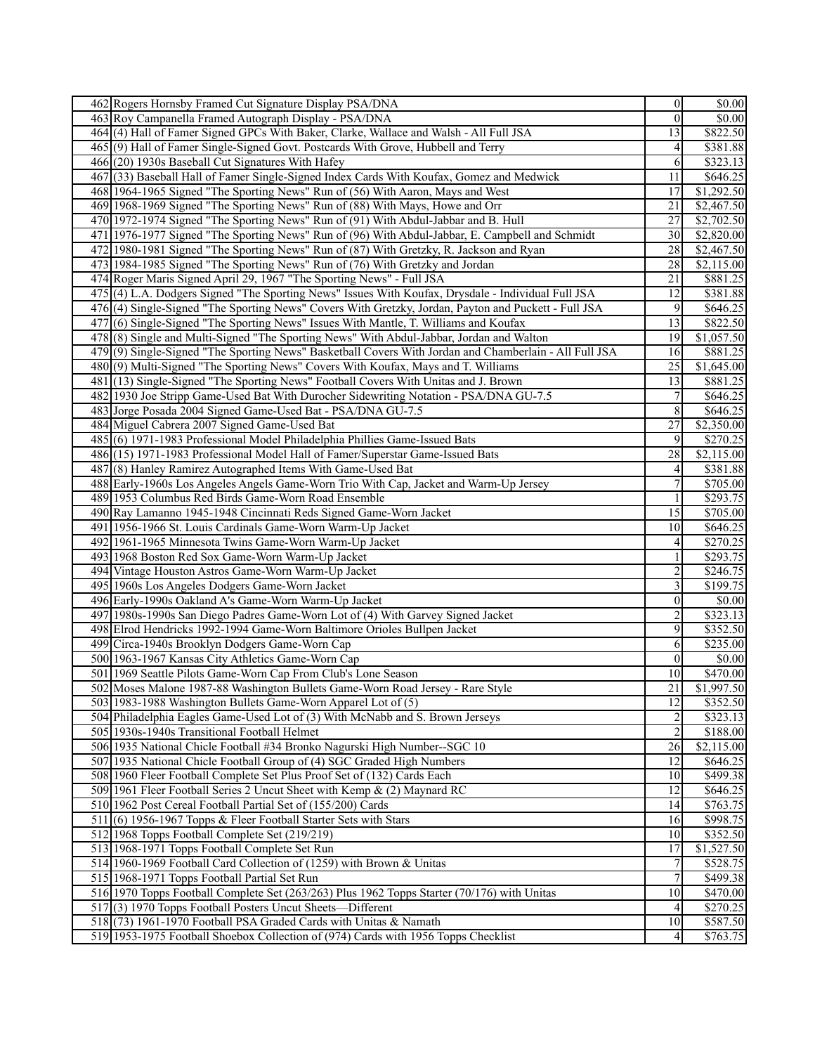| | | | |
|---|---|---|---|
| 462 | Rogers Hornsby Framed Cut Signature Display PSA/DNA | 0 | $0.00 |
| 463 | Roy Campanella Framed Autograph Display - PSA/DNA | 0 | $0.00 |
| 464 | (4) Hall of Famer Signed GPCs With Baker, Clarke, Wallace and Walsh - All Full JSA | 13 | $822.50 |
| 465 | (9) Hall of Famer Single-Signed Govt. Postcards With Grove, Hubbell and Terry | 4 | $381.88 |
| 466 | (20) 1930s Baseball Cut Signatures With Hafey | 6 | $323.13 |
| 467 | (33) Baseball Hall of Famer Single-Signed Index Cards With Koufax, Gomez and Medwick | 11 | $646.25 |
| 468 | 1964-1965 Signed "The Sporting News" Run of (56) With Aaron, Mays and West | 17 | $1,292.50 |
| 469 | 1968-1969 Signed "The Sporting News" Run of (88) With Mays, Howe and Orr | 21 | $2,467.50 |
| 470 | 1972-1974 Signed "The Sporting News" Run of (91) With Abdul-Jabbar and B. Hull | 27 | $2,702.50 |
| 471 | 1976-1977 Signed "The Sporting News" Run of (96) With Abdul-Jabbar, E. Campbell and Schmidt | 30 | $2,820.00 |
| 472 | 1980-1981 Signed "The Sporting News" Run of (87) With Gretzky, R. Jackson and Ryan | 28 | $2,467.50 |
| 473 | 1984-1985 Signed "The Sporting News" Run of (76) With Gretzky and Jordan | 28 | $2,115.00 |
| 474 | Roger Maris Signed April 29, 1967 "The Sporting News" - Full JSA | 21 | $881.25 |
| 475 | (4) L.A. Dodgers Signed "The Sporting News" Issues With Koufax, Drysdale - Individual Full JSA | 12 | $381.88 |
| 476 | (4) Single-Signed "The Sporting News" Covers With Gretzky, Jordan, Payton and Puckett - Full JSA | 9 | $646.25 |
| 477 | (6) Single-Signed "The Sporting News" Issues With Mantle, T. Williams and Koufax | 13 | $822.50 |
| 478 | (8) Single and Multi-Signed "The Sporting News" With Abdul-Jabbar, Jordan and Walton | 19 | $1,057.50 |
| 479 | (9) Single-Signed "The Sporting News" Basketball Covers With Jordan and Chamberlain - All Full JSA | 16 | $881.25 |
| 480 | (9) Multi-Signed "The Sporting News" Covers With Koufax, Mays and T. Williams | 25 | $1,645.00 |
| 481 | (13) Single-Signed "The Sporting News" Football Covers With Unitas and J. Brown | 13 | $881.25 |
| 482 | 1930 Joe Stripp Game-Used Bat With Durocher Sidewriting Notation - PSA/DNA GU-7.5 | 7 | $646.25 |
| 483 | Jorge Posada 2004 Signed Game-Used Bat - PSA/DNA GU-7.5 | 8 | $646.25 |
| 484 | Miguel Cabrera 2007 Signed Game-Used Bat | 27 | $2,350.00 |
| 485 | (6) 1971-1983 Professional Model Philadelphia Phillies Game-Issued Bats | 9 | $270.25 |
| 486 | (15) 1971-1983 Professional Model Hall of Famer/Superstar Game-Issued Bats | 28 | $2,115.00 |
| 487 | (8) Hanley Ramirez Autographed Items With Game-Used Bat | 4 | $381.88 |
| 488 | Early-1960s Los Angeles Angels Game-Worn Trio With Cap, Jacket and Warm-Up Jersey | 7 | $705.00 |
| 489 | 1953 Columbus Red Birds Game-Worn Road Ensemble | 1 | $293.75 |
| 490 | Ray Lamanno 1945-1948 Cincinnati Reds Signed Game-Worn Jacket | 15 | $705.00 |
| 491 | 1956-1966 St. Louis Cardinals Game-Worn Warm-Up Jacket | 10 | $646.25 |
| 492 | 1961-1965 Minnesota Twins Game-Worn Warm-Up Jacket | 4 | $270.25 |
| 493 | 1968 Boston Red Sox Game-Worn Warm-Up Jacket | 1 | $293.75 |
| 494 | Vintage Houston Astros Game-Worn Warm-Up Jacket | 2 | $246.75 |
| 495 | 1960s Los Angeles Dodgers Game-Worn Jacket | 3 | $199.75 |
| 496 | Early-1990s Oakland A's Game-Worn Warm-Up Jacket | 0 | $0.00 |
| 497 | 1980s-1990s San Diego Padres Game-Worn Lot of (4) With Garvey Signed Jacket | 2 | $323.13 |
| 498 | Elrod Hendricks 1992-1994 Game-Worn Baltimore Orioles Bullpen Jacket | 9 | $352.50 |
| 499 | Circa-1940s Brooklyn Dodgers Game-Worn Cap | 6 | $235.00 |
| 500 | 1963-1967 Kansas City Athletics Game-Worn Cap | 0 | $0.00 |
| 501 | 1969 Seattle Pilots Game-Worn Cap From Club's Lone Season | 10 | $470.00 |
| 502 | Moses Malone 1987-88 Washington Bullets Game-Worn Road Jersey - Rare Style | 21 | $1,997.50 |
| 503 | 1983-1988 Washington Bullets Game-Worn Apparel Lot of (5) | 12 | $352.50 |
| 504 | Philadelphia Eagles Game-Used Lot of (3) With McNabb and S. Brown Jerseys | 2 | $323.13 |
| 505 | 1930s-1940s Transitional Football Helmet | 2 | $188.00 |
| 506 | 1935 National Chicle Football #34 Bronko Nagurski High Number--SGC 10 | 26 | $2,115.00 |
| 507 | 1935 National Chicle Football Group of (4) SGC Graded High Numbers | 12 | $646.25 |
| 508 | 1960 Fleer Football Complete Set Plus Proof Set of (132) Cards Each | 10 | $499.38 |
| 509 | 1961 Fleer Football Series 2 Uncut Sheet with Kemp & (2) Maynard RC | 12 | $646.25 |
| 510 | 1962 Post Cereal Football Partial Set of (155/200) Cards | 14 | $763.75 |
| 511 | (6) 1956-1967 Topps & Fleer Football Starter Sets with Stars | 16 | $998.75 |
| 512 | 1968 Topps Football Complete Set (219/219) | 10 | $352.50 |
| 513 | 1968-1971 Topps Football Complete Set Run | 17 | $1,527.50 |
| 514 | 1960-1969 Football Card Collection of (1259) with Brown & Unitas | 7 | $528.75 |
| 515 | 1968-1971 Topps Football Partial Set Run | 7 | $499.38 |
| 516 | 1970 Topps Football Complete Set (263/263) Plus 1962 Topps Starter (70/176) with Unitas | 10 | $470.00 |
| 517 | (3) 1970 Topps Football Posters Uncut Sheets—Different | 4 | $270.25 |
| 518 | (73) 1961-1970 Football PSA Graded Cards with Unitas & Namath | 10 | $587.50 |
| 519 | 1953-1975 Football Shoebox Collection of (974) Cards with 1956 Topps Checklist | 4 | $763.75 |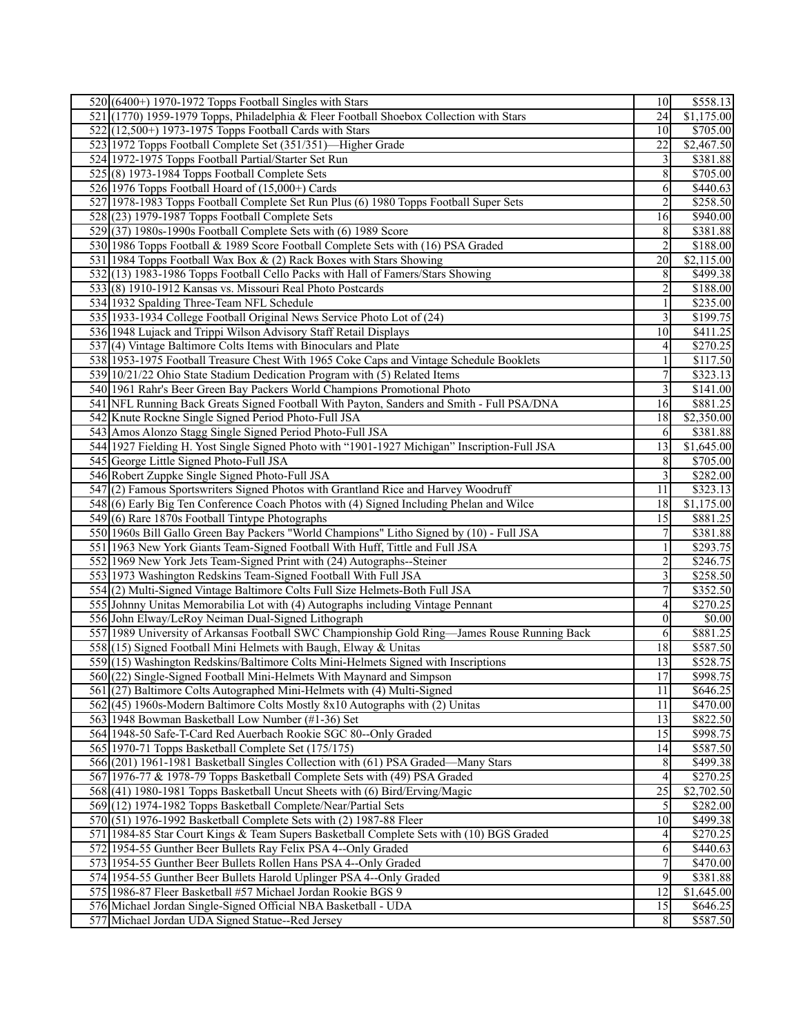| | | | |
|---|---|---|---|
| 520 | (6400+) 1970-1972 Topps Football Singles with Stars | 10 | $558.13 |
| 521 | (1770) 1959-1979 Topps, Philadelphia & Fleer Football Shoebox Collection with Stars | 24 | $1,175.00 |
| 522 | (12,500+) 1973-1975 Topps Football Cards with Stars | 10 | $705.00 |
| 523 | 1972 Topps Football Complete Set (351/351)—Higher Grade | 22 | $2,467.50 |
| 524 | 1972-1975 Topps Football Partial/Starter Set Run | 3 | $381.88 |
| 525 | (8) 1973-1984 Topps Football Complete Sets | 8 | $705.00 |
| 526 | 1976 Topps Football Hoard of (15,000+) Cards | 6 | $440.63 |
| 527 | 1978-1983 Topps Football Complete Set Run Plus (6) 1980 Topps Football Super Sets | 2 | $258.50 |
| 528 | (23) 1979-1987 Topps Football Complete Sets | 16 | $940.00 |
| 529 | (37) 1980s-1990s Football Complete Sets with (6) 1989 Score | 8 | $381.88 |
| 530 | 1986 Topps Football & 1989 Score Football Complete Sets with (16) PSA Graded | 2 | $188.00 |
| 531 | 1984 Topps Football Wax Box & (2) Rack Boxes with Stars Showing | 20 | $2,115.00 |
| 532 | (13) 1983-1986 Topps Football Cello Packs with Hall of Famers/Stars Showing | 8 | $499.38 |
| 533 | (8) 1910-1912 Kansas vs. Missouri Real Photo Postcards | 2 | $188.00 |
| 534 | 1932 Spalding Three-Team NFL Schedule | 1 | $235.00 |
| 535 | 1933-1934 College Football Original News Service Photo Lot of (24) | 3 | $199.75 |
| 536 | 1948 Lujack and Trippi Wilson Advisory Staff Retail Displays | 10 | $411.25 |
| 537 | (4) Vintage Baltimore Colts Items with Binoculars and Plate | 4 | $270.25 |
| 538 | 1953-1975 Football Treasure Chest With 1965 Coke Caps and Vintage Schedule Booklets | 1 | $117.50 |
| 539 | 10/21/22 Ohio State Stadium Dedication Program with (5) Related Items | 7 | $323.13 |
| 540 | 1961 Rahr's Beer Green Bay Packers World Champions Promotional Photo | 3 | $141.00 |
| 541 | NFL Running Back Greats Signed Football With Payton, Sanders and Smith - Full PSA/DNA | 16 | $881.25 |
| 542 | Knute Rockne Single Signed Period Photo-Full JSA | 18 | $2,350.00 |
| 543 | Amos Alonzo Stagg Single Signed Period Photo-Full JSA | 6 | $381.88 |
| 544 | 1927 Fielding H. Yost Single Signed Photo with "1901-1927 Michigan" Inscription-Full JSA | 13 | $1,645.00 |
| 545 | George Little Signed Photo-Full JSA | 8 | $705.00 |
| 546 | Robert Zuppke Single Signed Photo-Full JSA | 3 | $282.00 |
| 547 | (2) Famous Sportswriters Signed Photos with Grantland Rice and Harvey Woodruff | 11 | $323.13 |
| 548 | (6) Early Big Ten Conference Coach Photos with (4) Signed Including Phelan and Wilce | 18 | $1,175.00 |
| 549 | (6) Rare 1870s Football Tintype Photographs | 15 | $881.25 |
| 550 | 1960s Bill Gallo Green Bay Packers "World Champions" Litho Signed by (10) - Full JSA | 7 | $381.88 |
| 551 | 1963 New York Giants Team-Signed Football With Huff, Tittle and Full JSA | 1 | $293.75 |
| 552 | 1969 New York Jets Team-Signed Print with (24) Autographs--Steiner | 2 | $246.75 |
| 553 | 1973 Washington Redskins Team-Signed Football With Full JSA | 3 | $258.50 |
| 554 | (2) Multi-Signed Vintage Baltimore Colts Full Size Helmets-Both Full JSA | 7 | $352.50 |
| 555 | Johnny Unitas Memorabilia Lot with (4) Autographs including Vintage Pennant | 4 | $270.25 |
| 556 | John Elway/LeRoy Neiman Dual-Signed Lithograph | 0 | $0.00 |
| 557 | 1989 University of Arkansas Football SWC Championship Gold Ring—James Rouse Running Back | 6 | $881.25 |
| 558 | (15) Signed Football Mini Helmets with Baugh, Elway & Unitas | 18 | $587.50 |
| 559 | (15) Washington Redskins/Baltimore Colts Mini-Helmets Signed with Inscriptions | 13 | $528.75 |
| 560 | (22) Single-Signed Football Mini-Helmets With Maynard and Simpson | 17 | $998.75 |
| 561 | (27) Baltimore Colts Autographed Mini-Helmets with (4) Multi-Signed | 11 | $646.25 |
| 562 | (45) 1960s-Modern Baltimore Colts Mostly 8x10 Autographs with (2) Unitas | 11 | $470.00 |
| 563 | 1948 Bowman Basketball Low Number (#1-36) Set | 13 | $822.50 |
| 564 | 1948-50 Safe-T-Card Red Auerbach Rookie SGC 80--Only Graded | 15 | $998.75 |
| 565 | 1970-71 Topps Basketball Complete Set (175/175) | 14 | $587.50 |
| 566 | (201) 1961-1981 Basketball Singles Collection with (61) PSA Graded—Many Stars | 8 | $499.38 |
| 567 | 1976-77 & 1978-79 Topps Basketball Complete Sets with (49) PSA Graded | 4 | $270.25 |
| 568 | (41) 1980-1981 Topps Basketball Uncut Sheets with (6) Bird/Erving/Magic | 25 | $2,702.50 |
| 569 | (12) 1974-1982 Topps Basketball Complete/Near/Partial Sets | 5 | $282.00 |
| 570 | (51) 1976-1992 Basketball Complete Sets with (2) 1987-88 Fleer | 10 | $499.38 |
| 571 | 1984-85 Star Court Kings & Team Supers Basketball Complete Sets with (10) BGS Graded | 4 | $270.25 |
| 572 | 1954-55 Gunther Beer Bullets Ray Felix PSA 4--Only Graded | 6 | $440.63 |
| 573 | 1954-55 Gunther Beer Bullets Rollen Hans PSA 4--Only Graded | 7 | $470.00 |
| 574 | 1954-55 Gunther Beer Bullets Harold Uplinger PSA 4--Only Graded | 9 | $381.88 |
| 575 | 1986-87 Fleer Basketball #57 Michael Jordan Rookie BGS 9 | 12 | $1,645.00 |
| 576 | Michael Jordan Single-Signed Official NBA Basketball - UDA | 15 | $646.25 |
| 577 | Michael Jordan UDA Signed Statue--Red Jersey | 8 | $587.50 |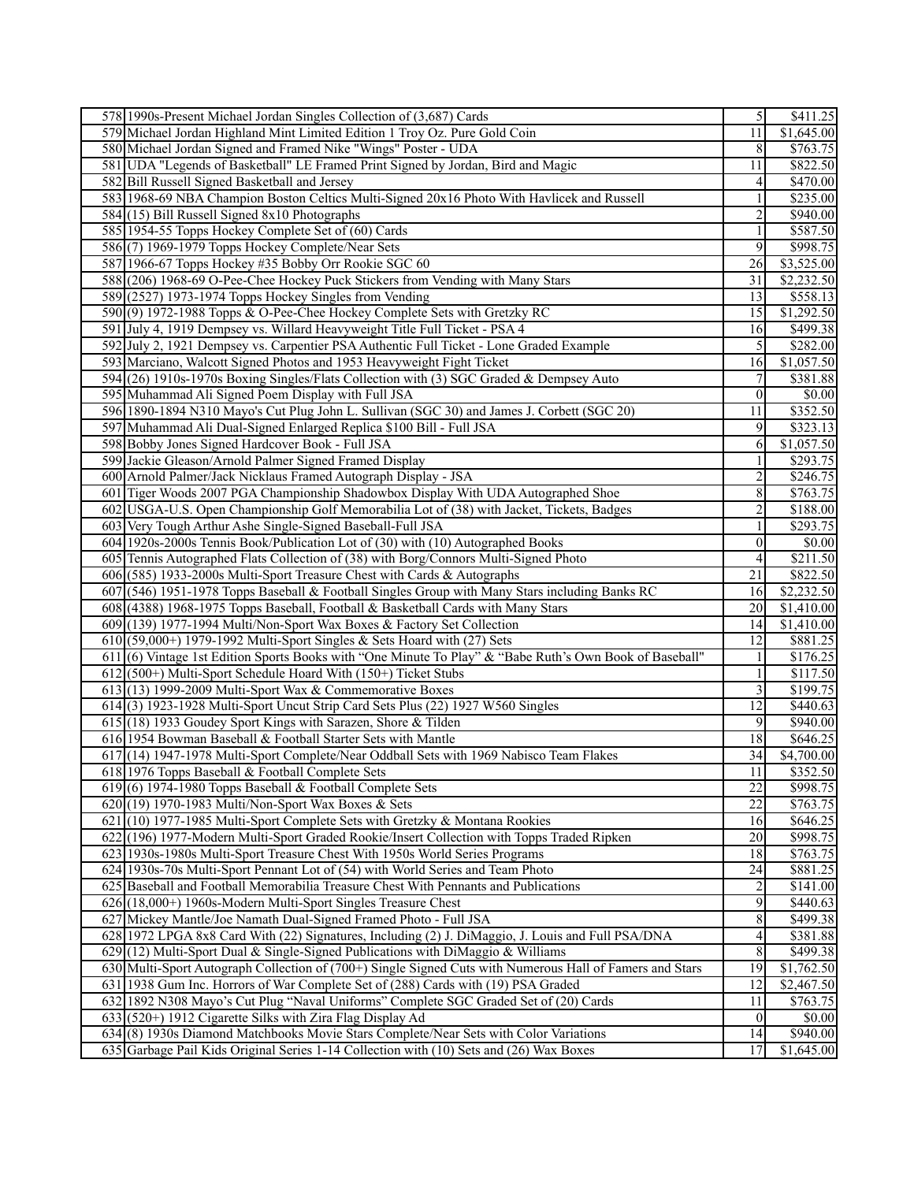| | | | |
|---|---|---|---|
| 578 | 1990s-Present Michael Jordan Singles Collection of (3,687) Cards | 5 | $411.25 |
| 579 | Michael Jordan Highland Mint Limited Edition 1 Troy Oz. Pure Gold Coin | 11 | $1,645.00 |
| 580 | Michael Jordan Signed and Framed Nike "Wings" Poster - UDA | 8 | $763.75 |
| 581 | UDA "Legends of Basketball" LE Framed Print Signed by Jordan, Bird and Magic | 11 | $822.50 |
| 582 | Bill Russell Signed Basketball and Jersey | 4 | $470.00 |
| 583 | 1968-69 NBA Champion Boston Celtics Multi-Signed 20x16 Photo With Havlicek and Russell | 1 | $235.00 |
| 584 | (15) Bill Russell Signed 8x10 Photographs | 2 | $940.00 |
| 585 | 1954-55 Topps Hockey Complete Set of (60) Cards | 1 | $587.50 |
| 586 | (7) 1969-1979 Topps Hockey Complete/Near Sets | 9 | $998.75 |
| 587 | 1966-67 Topps Hockey #35 Bobby Orr Rookie SGC 60 | 26 | $3,525.00 |
| 588 | (206) 1968-69 O-Pee-Chee Hockey Puck Stickers from Vending with Many Stars | 31 | $2,232.50 |
| 589 | (2527) 1973-1974 Topps Hockey Singles from Vending | 13 | $558.13 |
| 590 | (9) 1972-1988 Topps & O-Pee-Chee Hockey Complete Sets with Gretzky RC | 15 | $1,292.50 |
| 591 | July 4, 1919 Dempsey vs. Willard Heavyweight Title Full Ticket - PSA 4 | 16 | $499.38 |
| 592 | July 2, 1921 Dempsey vs. Carpentier PSA Authentic Full Ticket - Lone Graded Example | 5 | $282.00 |
| 593 | Marciano, Walcott Signed Photos and 1953 Heavyweight Fight Ticket | 16 | $1,057.50 |
| 594 | (26) 1910s-1970s Boxing Singles/Flats Collection with (3) SGC Graded & Dempsey Auto | 7 | $381.88 |
| 595 | Muhammad Ali Signed Poem Display with Full JSA | 0 | $0.00 |
| 596 | 1890-1894 N310 Mayo's Cut Plug John L. Sullivan (SGC 30) and James J. Corbett (SGC 20) | 11 | $352.50 |
| 597 | Muhammad Ali Dual-Signed Enlarged Replica $100 Bill - Full JSA | 9 | $323.13 |
| 598 | Bobby Jones Signed Hardcover Book - Full JSA | 6 | $1,057.50 |
| 599 | Jackie Gleason/Arnold Palmer Signed Framed Display | 1 | $293.75 |
| 600 | Arnold Palmer/Jack Nicklaus Framed Autograph Display - JSA | 2 | $246.75 |
| 601 | Tiger Woods 2007 PGA Championship Shadowbox Display With UDA Autographed Shoe | 8 | $763.75 |
| 602 | USGA-U.S. Open Championship Golf Memorabilia Lot of (38) with Jacket, Tickets, Badges | 2 | $188.00 |
| 603 | Very Tough Arthur Ashe Single-Signed Baseball-Full JSA | 1 | $293.75 |
| 604 | 1920s-2000s Tennis Book/Publication Lot of (30) with (10) Autographed Books | 0 | $0.00 |
| 605 | Tennis Autographed Flats Collection of (38) with Borg/Connors Multi-Signed Photo | 4 | $211.50 |
| 606 | (585) 1933-2000s Multi-Sport Treasure Chest with Cards & Autographs | 21 | $822.50 |
| 607 | (546) 1951-1978 Topps Baseball & Football Singles Group with Many Stars including Banks RC | 16 | $2,232.50 |
| 608 | (4388) 1968-1975 Topps Baseball, Football & Basketball Cards with Many Stars | 20 | $1,410.00 |
| 609 | (139) 1977-1994 Multi/Non-Sport Wax Boxes & Factory Set Collection | 14 | $1,410.00 |
| 610 | (59,000+) 1979-1992 Multi-Sport Singles & Sets Hoard with (27) Sets | 12 | $881.25 |
| 611 | (6) Vintage 1st Edition Sports Books with "One Minute To Play" & "Babe Ruth's Own Book of Baseball" | 1 | $176.25 |
| 612 | (500+) Multi-Sport Schedule Hoard With (150+) Ticket Stubs | 1 | $117.50 |
| 613 | (13) 1999-2009 Multi-Sport Wax & Commemorative Boxes | 3 | $199.75 |
| 614 | (3) 1923-1928 Multi-Sport Uncut Strip Card Sets Plus (22) 1927 W560 Singles | 12 | $440.63 |
| 615 | (18) 1933 Goudey Sport Kings with Sarazen, Shore & Tilden | 9 | $940.00 |
| 616 | 1954 Bowman Baseball & Football Starter Sets with Mantle | 18 | $646.25 |
| 617 | (14) 1947-1978 Multi-Sport Complete/Near Oddball Sets with 1969 Nabisco Team Flakes | 34 | $4,700.00 |
| 618 | 1976 Topps Baseball & Football Complete Sets | 11 | $352.50 |
| 619 | (6) 1974-1980 Topps Baseball & Football Complete Sets | 22 | $998.75 |
| 620 | (19) 1970-1983 Multi/Non-Sport Wax Boxes & Sets | 22 | $763.75 |
| 621 | (10) 1977-1985 Multi-Sport Complete Sets with Gretzky & Montana Rookies | 16 | $646.25 |
| 622 | (196) 1977-Modern Multi-Sport Graded Rookie/Insert Collection with Topps Traded Ripken | 20 | $998.75 |
| 623 | 1930s-1980s Multi-Sport Treasure Chest With 1950s World Series Programs | 18 | $763.75 |
| 624 | 1930s-70s Multi-Sport Pennant Lot of (54) with World Series and Team Photo | 24 | $881.25 |
| 625 | Baseball and Football Memorabilia Treasure Chest With Pennants and Publications | 2 | $141.00 |
| 626 | (18,000+) 1960s-Modern Multi-Sport Singles Treasure Chest | 9 | $440.63 |
| 627 | Mickey Mantle/Joe Namath Dual-Signed Framed Photo - Full JSA | 8 | $499.38 |
| 628 | 1972 LPGA 8x8 Card With (22) Signatures, Including (2) J. DiMaggio, J. Louis and Full PSA/DNA | 4 | $381.88 |
| 629 | (12) Multi-Sport Dual & Single-Signed Publications with DiMaggio & Williams | 8 | $499.38 |
| 630 | Multi-Sport Autograph Collection of (700+) Single Signed Cuts with Numerous Hall of Famers and Stars | 19 | $1,762.50 |
| 631 | 1938 Gum Inc. Horrors of War Complete Set of (288) Cards with (19) PSA Graded | 12 | $2,467.50 |
| 632 | 1892 N308 Mayo's Cut Plug "Naval Uniforms" Complete SGC Graded Set of (20) Cards | 11 | $763.75 |
| 633 | (520+) 1912 Cigarette Silks with Zira Flag Display Ad | 0 | $0.00 |
| 634 | (8) 1930s Diamond Matchbooks Movie Stars Complete/Near Sets with Color Variations | 14 | $940.00 |
| 635 | Garbage Pail Kids Original Series 1-14 Collection with (10) Sets and (26) Wax Boxes | 17 | $1,645.00 |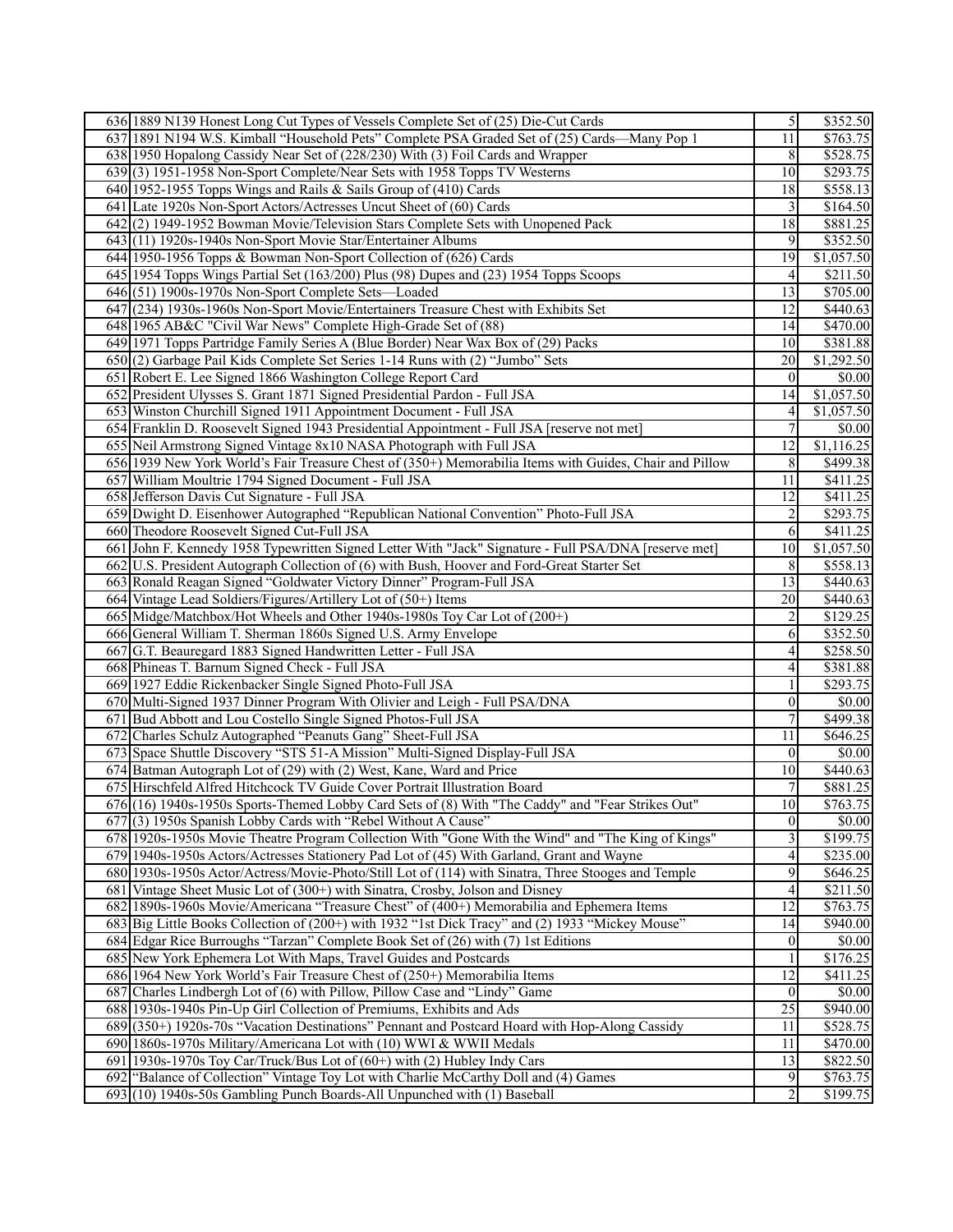| | | | |
|---|---|---|---|
| 636 | 1889 N139 Honest Long Cut Types of Vessels Complete Set of (25) Die-Cut Cards | 5 | $352.50 |
| 637 | 1891 N194 W.S. Kimball "Household Pets" Complete PSA Graded Set of (25) Cards—Many Pop 1 | 11 | $763.75 |
| 638 | 1950 Hopalong Cassidy Near Set of (228/230) With (3) Foil Cards and Wrapper | 8 | $528.75 |
| 639 | (3) 1951-1958 Non-Sport Complete/Near Sets with 1958 Topps TV Westerns | 10 | $293.75 |
| 640 | 1952-1955 Topps Wings and Rails & Sails Group of (410) Cards | 18 | $558.13 |
| 641 | Late 1920s Non-Sport Actors/Actresses Uncut Sheet of (60) Cards | 3 | $164.50 |
| 642 | (2) 1949-1952 Bowman Movie/Television Stars Complete Sets with Unopened Pack | 18 | $881.25 |
| 643 | (11) 1920s-1940s Non-Sport Movie Star/Entertainer Albums | 9 | $352.50 |
| 644 | 1950-1956 Topps & Bowman Non-Sport Collection of (626) Cards | 19 | $1,057.50 |
| 645 | 1954 Topps Wings Partial Set (163/200) Plus (98) Dupes and (23) 1954 Topps Scoops | 4 | $211.50 |
| 646 | (51) 1900s-1970s Non-Sport Complete Sets—Loaded | 13 | $705.00 |
| 647 | (234) 1930s-1960s Non-Sport Movie/Entertainers Treasure Chest with Exhibits Set | 12 | $440.63 |
| 648 | 1965 AB&C "Civil War News" Complete High-Grade Set of (88) | 14 | $470.00 |
| 649 | 1971 Topps Partridge Family Series A (Blue Border) Near Wax Box of (29) Packs | 10 | $381.88 |
| 650 | (2) Garbage Pail Kids Complete Set Series 1-14 Runs with (2) "Jumbo" Sets | 20 | $1,292.50 |
| 651 | Robert E. Lee Signed 1866 Washington College Report Card | 0 | $0.00 |
| 652 | President Ulysses S. Grant 1871 Signed Presidential Pardon - Full JSA | 14 | $1,057.50 |
| 653 | Winston Churchill Signed 1911 Appointment Document - Full JSA | 4 | $1,057.50 |
| 654 | Franklin D. Roosevelt Signed 1943 Presidential Appointment - Full JSA [reserve not met] | 7 | $0.00 |
| 655 | Neil Armstrong Signed Vintage 8x10 NASA Photograph with Full JSA | 12 | $1,116.25 |
| 656 | 1939 New York World's Fair Treasure Chest of (350+) Memorabilia Items with Guides, Chair and Pillow | 8 | $499.38 |
| 657 | William Moultrie 1794 Signed Document - Full JSA | 11 | $411.25 |
| 658 | Jefferson Davis Cut Signature - Full JSA | 12 | $411.25 |
| 659 | Dwight D. Eisenhower Autographed "Republican National Convention" Photo-Full JSA | 2 | $293.75 |
| 660 | Theodore Roosevelt Signed Cut-Full JSA | 6 | $411.25 |
| 661 | John F. Kennedy 1958 Typewritten Signed Letter With "Jack" Signature - Full PSA/DNA [reserve met] | 10 | $1,057.50 |
| 662 | U.S. President Autograph Collection of (6) with Bush, Hoover and Ford-Great Starter Set | 8 | $558.13 |
| 663 | Ronald Reagan Signed "Goldwater Victory Dinner" Program-Full JSA | 13 | $440.63 |
| 664 | Vintage Lead Soldiers/Figures/Artillery Lot of (50+) Items | 20 | $440.63 |
| 665 | Midge/Matchbox/Hot Wheels and Other 1940s-1980s Toy Car Lot of (200+) | 2 | $129.25 |
| 666 | General William T. Sherman 1860s Signed U.S. Army Envelope | 6 | $352.50 |
| 667 | G.T. Beauregard 1883 Signed Handwritten Letter - Full JSA | 4 | $258.50 |
| 668 | Phineas T. Barnum Signed Check - Full JSA | 4 | $381.88 |
| 669 | 1927 Eddie Rickenbacker Single Signed Photo-Full JSA | 1 | $293.75 |
| 670 | Multi-Signed 1937 Dinner Program With Olivier and Leigh - Full PSA/DNA | 0 | $0.00 |
| 671 | Bud Abbott and Lou Costello Single Signed Photos-Full JSA | 7 | $499.38 |
| 672 | Charles Schulz Autographed "Peanuts Gang" Sheet-Full JSA | 11 | $646.25 |
| 673 | Space Shuttle Discovery "STS 51-A Mission" Multi-Signed Display-Full JSA | 0 | $0.00 |
| 674 | Batman Autograph Lot of (29) with (2) West, Kane, Ward and Price | 10 | $440.63 |
| 675 | Hirschfeld Alfred Hitchcock TV Guide Cover Portrait Illustration Board | 7 | $881.25 |
| 676 | (16) 1940s-1950s Sports-Themed Lobby Card Sets of (8) With "The Caddy" and "Fear Strikes Out" | 10 | $763.75 |
| 677 | (3) 1950s Spanish Lobby Cards with "Rebel Without A Cause" | 0 | $0.00 |
| 678 | 1920s-1950s Movie Theatre Program Collection With "Gone With the Wind" and "The King of Kings" | 3 | $199.75 |
| 679 | 1940s-1950s Actors/Actresses Stationery Pad Lot of (45) With Garland, Grant and Wayne | 4 | $235.00 |
| 680 | 1930s-1950s Actor/Actress/Movie-Photo/Still Lot of (114) with Sinatra, Three Stooges and Temple | 9 | $646.25 |
| 681 | Vintage Sheet Music Lot of (300+) with Sinatra, Crosby, Jolson and Disney | 4 | $211.50 |
| 682 | 1890s-1960s Movie/Americana "Treasure Chest" of (400+) Memorabilia and Ephemera Items | 12 | $763.75 |
| 683 | Big Little Books Collection of (200+) with 1932 "1st Dick Tracy" and (2) 1933 "Mickey Mouse" | 14 | $940.00 |
| 684 | Edgar Rice Burroughs "Tarzan" Complete Book Set of (26) with (7) 1st Editions | 0 | $0.00 |
| 685 | New York Ephemera Lot With Maps, Travel Guides and Postcards | 1 | $176.25 |
| 686 | 1964 New York World's Fair Treasure Chest of (250+) Memorabilia Items | 12 | $411.25 |
| 687 | Charles Lindbergh Lot of (6) with Pillow, Pillow Case and "Lindy" Game | 0 | $0.00 |
| 688 | 1930s-1940s Pin-Up Girl Collection of Premiums, Exhibits and Ads | 25 | $940.00 |
| 689 | (350+) 1920s-70s "Vacation Destinations" Pennant and Postcard Hoard with Hop-Along Cassidy | 11 | $528.75 |
| 690 | 1860s-1970s Military/Americana Lot with (10) WWI & WWII Medals | 11 | $470.00 |
| 691 | 1930s-1970s Toy Car/Truck/Bus Lot of (60+) with (2) Hubley Indy Cars | 13 | $822.50 |
| 692 | "Balance of Collection" Vintage Toy Lot with Charlie McCarthy Doll and (4) Games | 9 | $763.75 |
| 693 | (10) 1940s-50s Gambling Punch Boards-All Unpunched with (1) Baseball | 2 | $199.75 |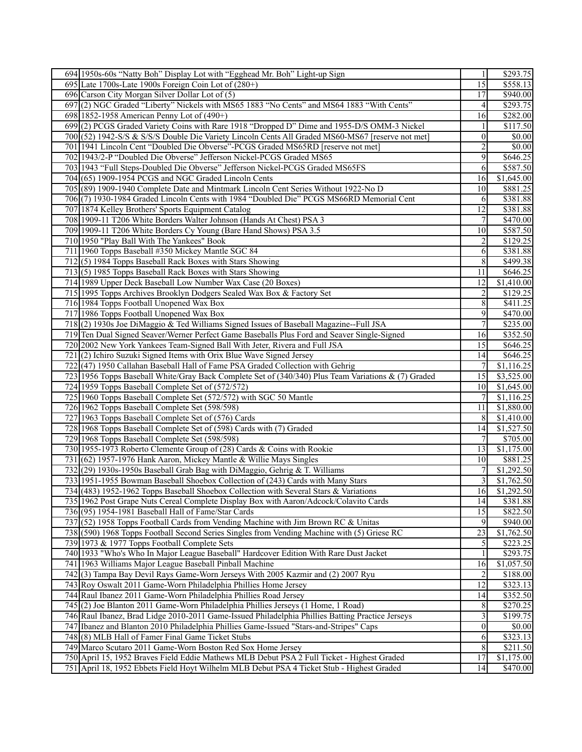| | | | |
|---|---|---|---|
| 694 | 1950s-60s “Natty Boh” Display Lot with “Egghead Mr. Boh” Light-up Sign | 1 | $293.75 |
| 695 | Late 1700s-Late 1900s Foreign Coin Lot of (280+) | 15 | $558.13 |
| 696 | Carson City Morgan Silver Dollar Lot of (5) | 17 | $940.00 |
| 697 | (2) NGC Graded “Liberty” Nickels with MS65 1883 “No Cents” and MS64 1883 “With Cents” | 4 | $293.75 |
| 698 | 1852-1958 American Penny Lot of (490+) | 16 | $282.00 |
| 699 | (2) PCGS Graded Variety Coins with Rare 1918 “Dropped D” Dime and 1955-D/S OMM-3 Nickel | 1 | $117.50 |
| 700 | (52) 1942-S/S & S/S/S Double Die Variety Lincoln Cents All Graded MS60-MS67 [reserve not met] | 0 | $0.00 |
| 701 | 1941 Lincoln Cent “Doubled Die Obverse”-PCGS Graded MS65RD [reserve not met] | 2 | $0.00 |
| 702 | 1943/2-P “Doubled Die Obverse” Jefferson Nickel-PCGS Graded MS65 | 9 | $646.25 |
| 703 | 1943 “Full Steps-Doubled Die Obverse” Jefferson Nickel-PCGS Graded MS65FS | 6 | $587.50 |
| 704 | (65) 1909-1954 PCGS and NGC Graded Lincoln Cents | 16 | $1,645.00 |
| 705 | (89) 1909-1940 Complete Date and Mintmark Lincoln Cent Series Without 1922-No D | 10 | $881.25 |
| 706 | (7) 1930-1984 Graded Lincoln Cents with 1984 “Doubled Die” PCGS MS66RD Memorial Cent | 6 | $381.88 |
| 707 | 1874 Kelley Brothers' Sports Equipment Catalog | 12 | $381.88 |
| 708 | 1909-11 T206 White Borders Walter Johnson (Hands At Chest) PSA 3 | 7 | $470.00 |
| 709 | 1909-11 T206 White Borders Cy Young (Bare Hand Shows) PSA 3.5 | 10 | $587.50 |
| 710 | 1950 "Play Ball With The Yankees" Book | 2 | $129.25 |
| 711 | 1960 Topps Baseball #350 Mickey Mantle SGC 84 | 6 | $381.88 |
| 712 | (5) 1984 Topps Baseball Rack Boxes with Stars Showing | 8 | $499.38 |
| 713 | (5) 1985 Topps Baseball Rack Boxes with Stars Showing | 11 | $646.25 |
| 714 | 1989 Upper Deck Baseball Low Number Wax Case (20 Boxes) | 12 | $1,410.00 |
| 715 | 1995 Topps Archives Brooklyn Dodgers Sealed Wax Box & Factory Set | 2 | $129.25 |
| 716 | 1984 Topps Football Unopened Wax Box | 8 | $411.25 |
| 717 | 1986 Topps Football Unopened Wax Box | 9 | $470.00 |
| 718 | (2) 1930s Joe DiMaggio & Ted Williams Signed Issues of Baseball Magazine--Full JSA | 7 | $235.00 |
| 719 | Ten Dual Signed Seaver/Werner Perfect Game Baseballs Plus Ford and Seaver Single-Signed | 16 | $352.50 |
| 720 | 2002 New York Yankees Team-Signed Ball With Jeter, Rivera and Full JSA | 15 | $646.25 |
| 721 | (2) Ichiro Suzuki Signed Items with Orix Blue Wave Signed Jersey | 14 | $646.25 |
| 722 | (47) 1950 Callahan Baseball Hall of Fame PSA Graded Collection with Gehrig | 7 | $1,116.25 |
| 723 | 1956 Topps Baseball White/Gray Back Complete Set of (340/340) Plus Team Variations & (7) Graded | 15 | $3,525.00 |
| 724 | 1959 Topps Baseball Complete Set of (572/572) | 10 | $1,645.00 |
| 725 | 1960 Topps Baseball Complete Set (572/572) with SGC 50 Mantle | 7 | $1,116.25 |
| 726 | 1962 Topps Baseball Complete Set (598/598) | 11 | $1,880.00 |
| 727 | 1963 Topps Baseball Complete Set of (576) Cards | 8 | $1,410.00 |
| 728 | 1968 Topps Baseball Complete Set of (598) Cards with (7) Graded | 14 | $1,527.50 |
| 729 | 1968 Topps Baseball Complete Set (598/598) | 7 | $705.00 |
| 730 | 1955-1973 Roberto Clemente Group of (28) Cards & Coins with Rookie | 13 | $1,175.00 |
| 731 | (62) 1957-1976 Hank Aaron, Mickey Mantle & Willie Mays Singles | 10 | $881.25 |
| 732 | (29) 1930s-1950s Baseball Grab Bag with DiMaggio, Gehrig & T. Williams | 7 | $1,292.50 |
| 733 | 1951-1955 Bowman Baseball Shoebox Collection of (243) Cards with Many Stars | 3 | $1,762.50 |
| 734 | (483) 1952-1962 Topps Baseball Shoebox Collection with Several Stars & Variations | 16 | $1,292.50 |
| 735 | 1962 Post Grape Nuts Cereal Complete Display Box with Aaron/Adcock/Colavito Cards | 14 | $381.88 |
| 736 | (95) 1954-1981 Baseball Hall of Fame/Star Cards | 15 | $822.50 |
| 737 | (52) 1958 Topps Football Cards from Vending Machine with Jim Brown RC & Unitas | 9 | $940.00 |
| 738 | (590) 1968 Topps Football Second Series Singles from Vending Machine with (5) Griese RC | 23 | $1,762.50 |
| 739 | 1973 & 1977 Topps Football Complete Sets | 5 | $223.25 |
| 740 | 1933 "Who's Who In Major League Baseball" Hardcover Edition With Rare Dust Jacket | 1 | $293.75 |
| 741 | 1963 Williams Major League Baseball Pinball Machine | 16 | $1,057.50 |
| 742 | (3) Tampa Bay Devil Rays Game-Worn Jerseys With 2005 Kazmir and (2) 2007 Ryu | 2 | $188.00 |
| 743 | Roy Oswalt 2011 Game-Worn Philadelphia Phillies Home Jersey | 12 | $323.13 |
| 744 | Raul Ibanez 2011 Game-Worn Philadelphia Phillies Road Jersey | 14 | $352.50 |
| 745 | (2) Joe Blanton 2011 Game-Worn Philadelphia Phillies Jerseys (1 Home, 1 Road) | 8 | $270.25 |
| 746 | Raul Ibanez, Brad Lidge 2010-2011 Game-Issued Philadelphia Phillies Batting Practice Jerseys | 3 | $199.75 |
| 747 | Ibanez and Blanton 2010 Philadelphia Phillies Game-Issued "Stars-and-Stripes" Caps | 0 | $0.00 |
| 748 | (8) MLB Hall of Famer Final Game Ticket Stubs | 6 | $323.13 |
| 749 | Marco Scutaro 2011 Game-Worn Boston Red Sox Home Jersey | 8 | $211.50 |
| 750 | April 15, 1952 Braves Field Eddie Mathews MLB Debut PSA 2 Full Ticket - Highest Graded | 17 | $1,175.00 |
| 751 | April 18, 1952 Ebbets Field Hoyt Wilhelm MLB Debut PSA 4 Ticket Stub - Highest Graded | 14 | $470.00 |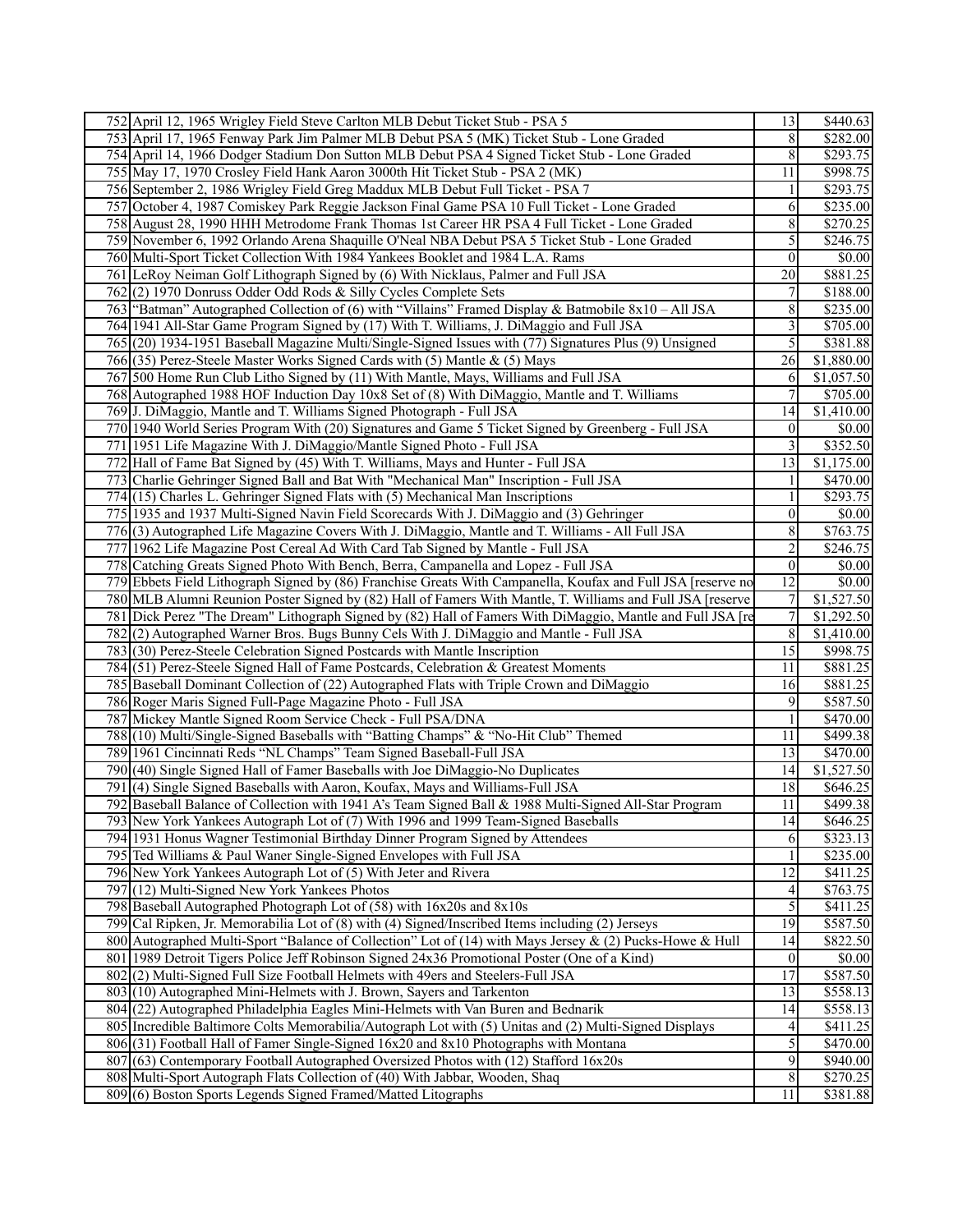| | | | |
|---|---|---|---|
| 752 | April 12, 1965 Wrigley Field Steve Carlton MLB Debut Ticket Stub - PSA 5 | 13 | $440.63 |
| 753 | April 17, 1965 Fenway Park Jim Palmer MLB Debut PSA 5 (MK) Ticket Stub - Lone Graded | 8 | $282.00 |
| 754 | April 14, 1966 Dodger Stadium Don Sutton MLB Debut PSA 4 Signed Ticket Stub - Lone Graded | 8 | $293.75 |
| 755 | May 17, 1970 Crosley Field Hank Aaron 3000th Hit Ticket Stub - PSA 2 (MK) | 11 | $998.75 |
| 756 | September 2, 1986 Wrigley Field Greg Maddux MLB Debut Full Ticket - PSA 7 | 1 | $293.75 |
| 757 | October 4, 1987 Comiskey Park Reggie Jackson Final Game PSA 10 Full Ticket - Lone Graded | 6 | $235.00 |
| 758 | August 28, 1990 HHH Metrodome Frank Thomas 1st Career HR PSA 4 Full Ticket - Lone Graded | 8 | $270.25 |
| 759 | November 6, 1992 Orlando Arena Shaquille O'Neal NBA Debut PSA 5 Ticket Stub - Lone Graded | 5 | $246.75 |
| 760 | Multi-Sport Ticket Collection With 1984 Yankees Booklet and 1984 L.A. Rams | 0 | $0.00 |
| 761 | LeRoy Neiman Golf Lithograph Signed by (6) With Nicklaus, Palmer and Full JSA | 20 | $881.25 |
| 762 | (2) 1970 Donruss Odder Odd Rods & Silly Cycles Complete Sets | 7 | $188.00 |
| 763 | "Batman" Autographed Collection of (6) with "Villains" Framed Display & Batmobile 8x10 – All JSA | 8 | $235.00 |
| 764 | 1941 All-Star Game Program Signed by (17) With T. Williams, J. DiMaggio and Full JSA | 3 | $705.00 |
| 765 | (20) 1934-1951 Baseball Magazine Multi/Single-Signed Issues with (77) Signatures Plus (9) Unsigned | 5 | $381.88 |
| 766 | (35) Perez-Steele Master Works Signed Cards with (5) Mantle & (5) Mays | 26 | $1,880.00 |
| 767 | 500 Home Run Club Litho Signed by (11) With Mantle, Mays, Williams and Full JSA | 6 | $1,057.50 |
| 768 | Autographed 1988 HOF Induction Day 10x8 Set of (8) With DiMaggio, Mantle and T. Williams | 7 | $705.00 |
| 769 | J. DiMaggio, Mantle and T. Williams Signed Photograph - Full JSA | 14 | $1,410.00 |
| 770 | 1940 World Series Program With (20) Signatures and Game 5 Ticket Signed by Greenberg - Full JSA | 0 | $0.00 |
| 771 | 1951 Life Magazine With J. DiMaggio/Mantle Signed Photo - Full JSA | 3 | $352.50 |
| 772 | Hall of Fame Bat Signed by (45) With T. Williams, Mays and Hunter - Full JSA | 13 | $1,175.00 |
| 773 | Charlie Gehringer Signed Ball and Bat With "Mechanical Man" Inscription - Full JSA | 1 | $470.00 |
| 774 | (15) Charles L. Gehringer Signed Flats with (5) Mechanical Man Inscriptions | 1 | $293.75 |
| 775 | 1935 and 1937 Multi-Signed Navin Field Scorecards With J. DiMaggio and (3) Gehringer | 0 | $0.00 |
| 776 | (3) Autographed Life Magazine Covers With J. DiMaggio, Mantle and T. Williams - All Full JSA | 8 | $763.75 |
| 777 | 1962 Life Magazine Post Cereal Ad With Card Tab Signed by Mantle - Full JSA | 2 | $246.75 |
| 778 | Catching Greats Signed Photo With Bench, Berra, Campanella and Lopez - Full JSA | 0 | $0.00 |
| 779 | Ebbets Field Lithograph Signed by (86) Franchise Greats With Campanella, Koufax and Full JSA [reserve no | 12 | $0.00 |
| 780 | MLB Alumni Reunion Poster Signed by (82) Hall of Famers With Mantle, T. Williams and Full JSA [reserve | 7 | $1,527.50 |
| 781 | Dick Perez "The Dream" Lithograph Signed by (82) Hall of Famers With DiMaggio, Mantle and Full JSA [re | 7 | $1,292.50 |
| 782 | (2) Autographed Warner Bros. Bugs Bunny Cels With J. DiMaggio and Mantle - Full JSA | 8 | $1,410.00 |
| 783 | (30) Perez-Steele Celebration Signed Postcards with Mantle Inscription | 15 | $998.75 |
| 784 | (51) Perez-Steele Signed Hall of Fame Postcards, Celebration & Greatest Moments | 11 | $881.25 |
| 785 | Baseball Dominant Collection of (22) Autographed Flats with Triple Crown and DiMaggio | 16 | $881.25 |
| 786 | Roger Maris Signed Full-Page Magazine Photo - Full JSA | 9 | $587.50 |
| 787 | Mickey Mantle Signed Room Service Check - Full PSA/DNA | 1 | $470.00 |
| 788 | (10) Multi/Single-Signed Baseballs with "Batting Champs" & "No-Hit Club" Themed | 11 | $499.38 |
| 789 | 1961 Cincinnati Reds "NL Champs" Team Signed Baseball-Full JSA | 13 | $470.00 |
| 790 | (40) Single Signed Hall of Famer Baseballs with Joe DiMaggio-No Duplicates | 14 | $1,527.50 |
| 791 | (4) Single Signed Baseballs with Aaron, Koufax, Mays and Williams-Full JSA | 18 | $646.25 |
| 792 | Baseball Balance of Collection with 1941 A's Team Signed Ball & 1988 Multi-Signed All-Star Program | 11 | $499.38 |
| 793 | New York Yankees Autograph Lot of (7) With 1996 and 1999 Team-Signed Baseballs | 14 | $646.25 |
| 794 | 1931 Honus Wagner Testimonial Birthday Dinner Program Signed by Attendees | 6 | $323.13 |
| 795 | Ted Williams & Paul Waner Single-Signed Envelopes with Full JSA | 1 | $235.00 |
| 796 | New York Yankees Autograph Lot of (5) With Jeter and Rivera | 12 | $411.25 |
| 797 | (12) Multi-Signed New York Yankees Photos | 4 | $763.75 |
| 798 | Baseball Autographed Photograph Lot of (58) with 16x20s and 8x10s | 5 | $411.25 |
| 799 | Cal Ripken, Jr. Memorabilia Lot of (8) with (4) Signed/Inscribed Items including (2) Jerseys | 19 | $587.50 |
| 800 | Autographed Multi-Sport "Balance of Collection" Lot of (14) with Mays Jersey & (2) Pucks-Howe & Hull | 14 | $822.50 |
| 801 | 1989 Detroit Tigers Police Jeff Robinson Signed 24x36 Promotional Poster (One of a Kind) | 0 | $0.00 |
| 802 | (2) Multi-Signed Full Size Football Helmets with 49ers and Steelers-Full JSA | 17 | $587.50 |
| 803 | (10) Autographed Mini-Helmets with J. Brown, Sayers and Tarkenton | 13 | $558.13 |
| 804 | (22) Autographed Philadelphia Eagles Mini-Helmets with Van Buren and Bednarik | 14 | $558.13 |
| 805 | Incredible Baltimore Colts Memorabilia/Autograph Lot with (5) Unitas and (2) Multi-Signed Displays | 4 | $411.25 |
| 806 | (31) Football Hall of Famer Single-Signed 16x20 and 8x10 Photographs with Montana | 5 | $470.00 |
| 807 | (63) Contemporary Football Autographed Oversized Photos with (12) Stafford 16x20s | 9 | $940.00 |
| 808 | Multi-Sport Autograph Flats Collection of (40) With Jabbar, Wooden, Shaq | 8 | $270.25 |
| 809 | (6) Boston Sports Legends Signed Framed/Matted Litographs | 11 | $381.88 |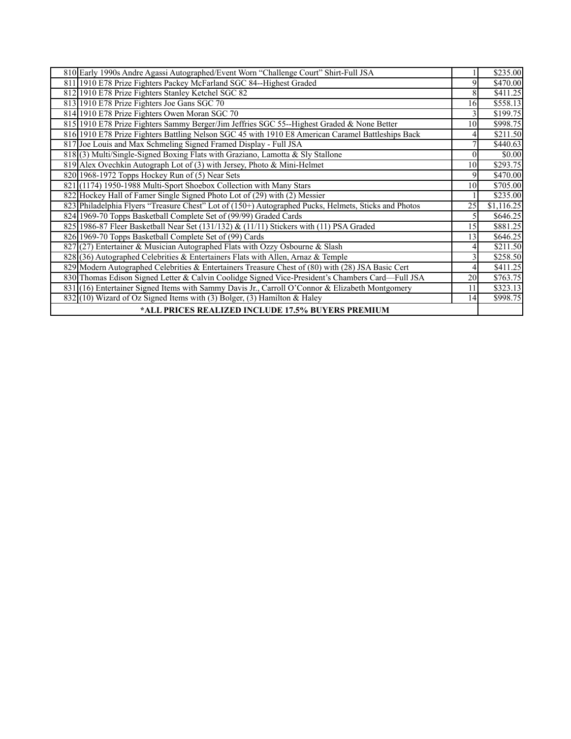| | | | |
|---|---|---|---|
| 810 | Early 1990s Andre Agassi Autographed/Event Worn “Challenge Court” Shirt-Full JSA | 1 | $235.00 |
| 811 | 1910 E78 Prize Fighters Packey McFarland SGC 84--Highest Graded | 9 | $470.00 |
| 812 | 1910 E78 Prize Fighters Stanley Ketchel SGC 82 | 8 | $411.25 |
| 813 | 1910 E78 Prize Fighters Joe Gans SGC 70 | 16 | $558.13 |
| 814 | 1910 E78 Prize Fighters Owen Moran SGC 70 | 3 | $199.75 |
| 815 | 1910 E78 Prize Fighters Sammy Berger/Jim Jeffries SGC 55--Highest Graded & None Better | 10 | $998.75 |
| 816 | 1910 E78 Prize Fighters Battling Nelson SGC 45 with 1910 E8 American Caramel Battleships Back | 4 | $211.50 |
| 817 | Joe Louis and Max Schmeling Signed Framed Display - Full JSA | 7 | $440.63 |
| 818 | (3) Multi/Single-Signed Boxing Flats with Graziano, Lamotta & Sly Stallone | 0 | $0.00 |
| 819 | Alex Ovechkin Autograph Lot of (3) with Jersey, Photo & Mini-Helmet | 10 | $293.75 |
| 820 | 1968-1972 Topps Hockey Run of (5) Near Sets | 9 | $470.00 |
| 821 | (1174) 1950-1988 Multi-Sport Shoebox Collection with Many Stars | 10 | $705.00 |
| 822 | Hockey Hall of Famer Single Signed Photo Lot of (29) with (2) Messier | 1 | $235.00 |
| 823 | Philadelphia Flyers “Treasure Chest” Lot of (150+) Autographed Pucks, Helmets, Sticks and Photos | 25 | $1,116.25 |
| 824 | 1969-70 Topps Basketball Complete Set of (99/99) Graded Cards | 5 | $646.25 |
| 825 | 1986-87 Fleer Basketball Near Set (131/132) & (11/11) Stickers with (11) PSA Graded | 15 | $881.25 |
| 826 | 1969-70 Topps Basketball Complete Set of (99) Cards | 13 | $646.25 |
| 827 | (27) Entertainer & Musician Autographed Flats with Ozzy Osbourne & Slash | 4 | $211.50 |
| 828 | (36) Autographed Celebrities & Entertainers Flats with Allen, Arnaz & Temple | 3 | $258.50 |
| 829 | Modern Autographed Celebrities & Entertainers Treasure Chest of (80) with (28) JSA Basic Cert | 4 | $411.25 |
| 830 | Thomas Edison Signed Letter & Calvin Coolidge Signed Vice-President’s Chambers Card—Full JSA | 20 | $763.75 |
| 831 | (16) Entertainer Signed Items with Sammy Davis Jr., Carroll O’Connor & Elizabeth Montgomery | 11 | $323.13 |
| 832 | (10) Wizard of Oz Signed Items with (3) Bolger, (3) Hamilton & Haley | 14 | $998.75 |
| **\*ALL PRICES REALIZED INCLUDE 17.5% BUYERS PREMIUM** | | | |